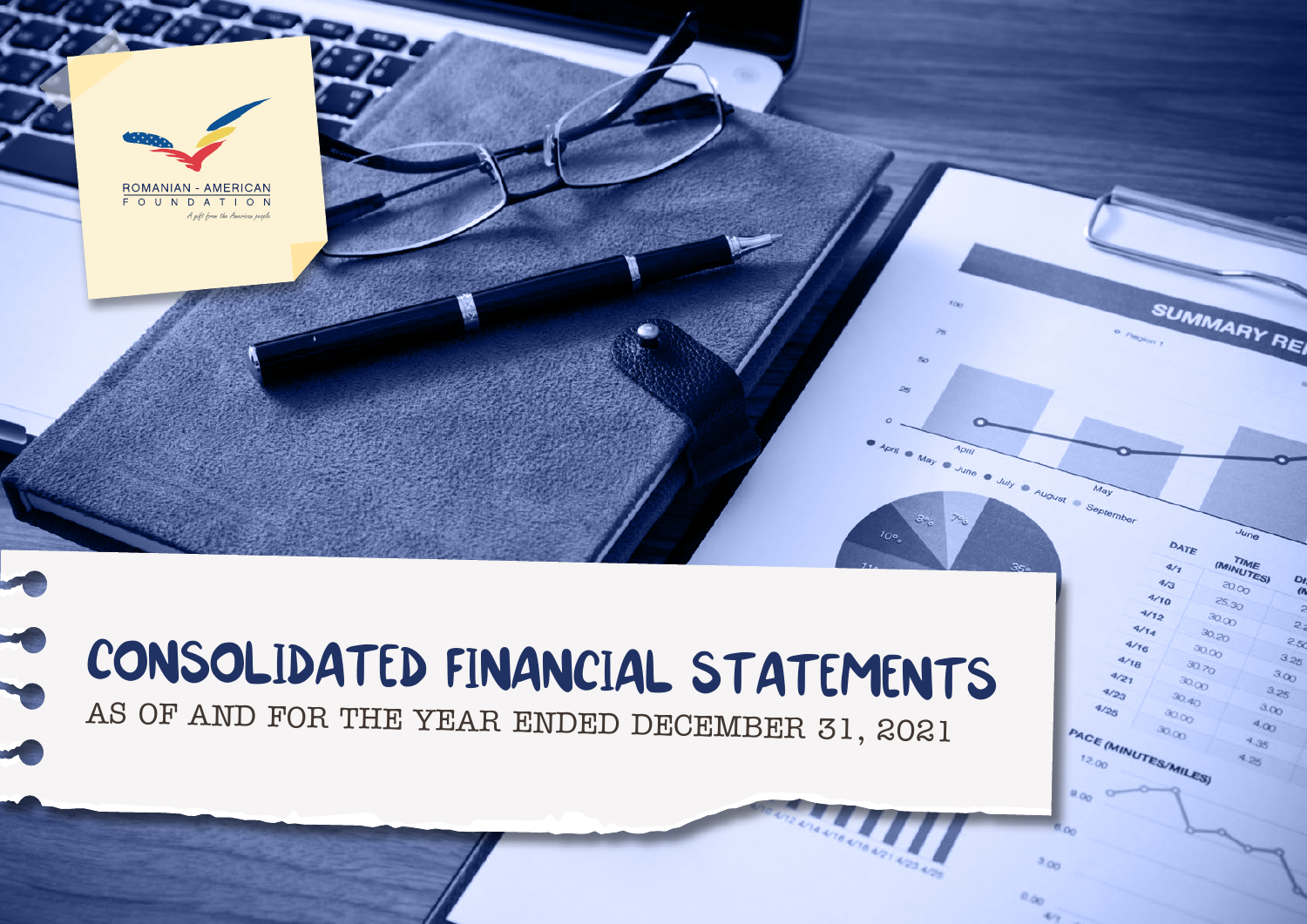ROMANIAN - AMERICAN FOUNDATION

*A gift from the American people*

# CONSOLIDATED FINANCIAL STATEMENTS

AS OF AND FOR THE YEAR ENDED DECEMBER 31, 2021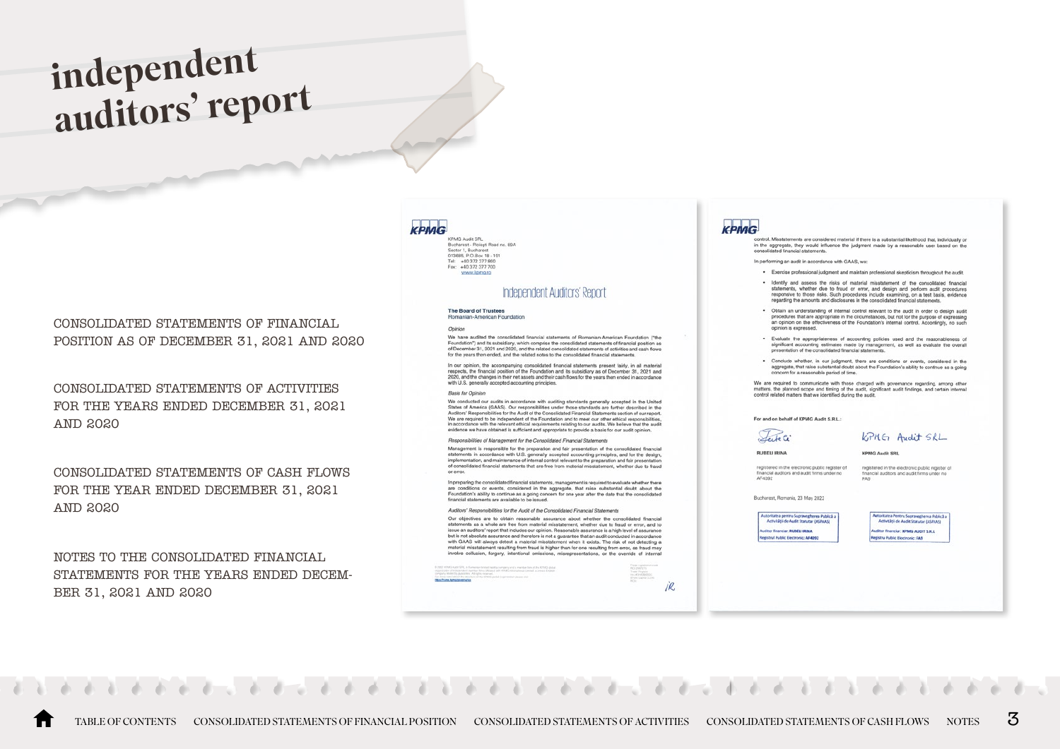# independent auditors' report

CONSOLIDATED STATEMENTS OF FINANCIAL POSITION AS OF DECEMBER 31, 2021 AND 2020

CONSOLIDATED STATEMENTS OF ACTIVITIES FOR THE YEARS ENDED DECEMBER 31, 2021 AND 2020

CONSOLIDATED STATEMENTS OF CASH FLOWS FOR THE YEAR ENDED DECEMBER 31, 2021 AND 2020

NOTES TO THE CONSOLIDATED FINANCIAL STATEMENTS FOR THE YEARS ENDED DECEMBER 31, 2021 AND 2020

KPMG

KPMG Audit SRL
Bucharest - Ploiesti Road no. 89A
Sector 1, Bucharest
013685, P.O.Box 18 - 191
Tel: +40 372 377 800
Fax: +40 372 377 700
www.kpmg.ro

## Independent Auditors' Report

**The Board of Trustees**
Romanian-American Foundation

*Opinion*

We have audited the consolidated financial statements of Romanian-American Foundation ("the Foundation") and its subsidiary, which comprise the consolidated statements of financial position as of December 31, 2021 and 2020, and the related consolidated statements of activities and cash flows for the years then ended, and the related notes to the consolidated financial statements.

In our opinion, the accompanying consolidated financial statements present fairly, in all material respects, the financial position of the Foundation and its subsidiary as of December 31, 2021 and 2020, and the changes in their net assets and their cash flows for the years then ended in accordance with U.S. generally accepted accounting principles.

*Basis for Opinion*

We conducted our audits in accordance with auditing standards generally accepted in the United States of America (GAAS). Our responsibilities under those standards are further described in the Auditors' Responsibilities for the Audit of the Consolidated Financial Statements section of our report. We are required to be independent of the Foundation and to meet our other ethical responsibilities, in accordance with the relevant ethical requirements relating to our audits. We believe that the audit evidence we have obtained is sufficient and appropriate to provide a basis for our audit opinion.

*Responsibilities of Management for the Consolidated Financial Statements*

Management is responsible for the preparation and fair presentation of the consolidated financial statements in accordance with U.S. generally accepted accounting principles, and for the design, implementation, and maintenance of internal control relevant to the preparation and fair presentation of consolidated financial statements that are free from material misstatement, whether due to fraud or error.

In preparing the consolidated financial statements, management is required to evaluate whether there are conditions or events, considered in the aggregate, that raise substantial doubt about the Foundation's ability to continue as a going concern for one year after the date that the consolidated financial statements are available to be issued.

*Auditors' Responsibilities for the Audit of the Consolidated Financial Statements*

Our objectives are to obtain reasonable assurance about whether the consolidated financial statements as a whole are free from material misstatement, whether due to fraud or error, and to issue an auditors' report that includes our opinion. Reasonable assurance is a high level of assurance but is not absolute assurance and therefore is not a guarantee that an audit conducted in accordance with GAAS will always detect a material misstatement when it exists. The risk of not detecting a material misstatement resulting from fraud is higher than for one resulting from error, as fraud may involve collusion, forgery, intentional omissions, misrepresentations, or the override of internal control. Misstatements are considered material if there is a substantial likelihood that, individually or in the aggregate, they would influence the judgment made by a reasonable user based on the consolidated financial statements.

In performing an audit in accordance with GAAS, we:

- Exercise professional judgment and maintain professional skepticism throughout the audit.
- Identify and assess the risks of material misstatement of the consolidated financial statements, whether due to fraud or error, and design and perform audit procedures responsive to those risks. Such procedures include examining, on a test basis, evidence regarding the amounts and disclosures in the consolidated financial statements.
- Obtain an understanding of internal control relevant to the audit in order to design audit procedures that are appropriate in the circumstances, but not for the purpose of expressing an opinion on the effectiveness of the Foundation's internal control. Accordingly, no such opinion is expressed.
- Evaluate the appropriateness of accounting policies used and the reasonableness of significant accounting estimates made by management, as well as evaluate the overall presentation of the consolidated financial statements.
- Conclude whether, in our judgment, there are conditions or events, considered in the aggregate, that raise substantial doubt about the Foundation's ability to continue as a going concern for a reasonable period of time.

We are required to communicate with those charged with governance regarding, among other matters, the planned scope and timing of the audit, significant audit findings, and certain internal control related matters that we identified during the audit.

For and on behalf of KPMG Audit S.R.L.:

| RUBEU IRINA | KPMG Audit SRL |
| --- | --- |
| registered in the electronic public register of financial auditors and audit firms under no AF4092 | registered in the electronic public register of financial auditors and audit firms under no FA9 |

Bucharest, Romania, 23 May 2022

| Autoritatea pentru Supravegherea Publică a Activității de Audit Statutar (ASPAAS) | Autoritatea pentru Supravegherea Publică a Activității de Audit Statutar (ASPAAS) |
| --- | --- |
| Auditor financiar: RUBEU IRINA | Auditor financiar: KPMG AUDIT S.R.L. |
| Registrul Public Electronic: AF4092 | Registrul Public Electronic: FA9 |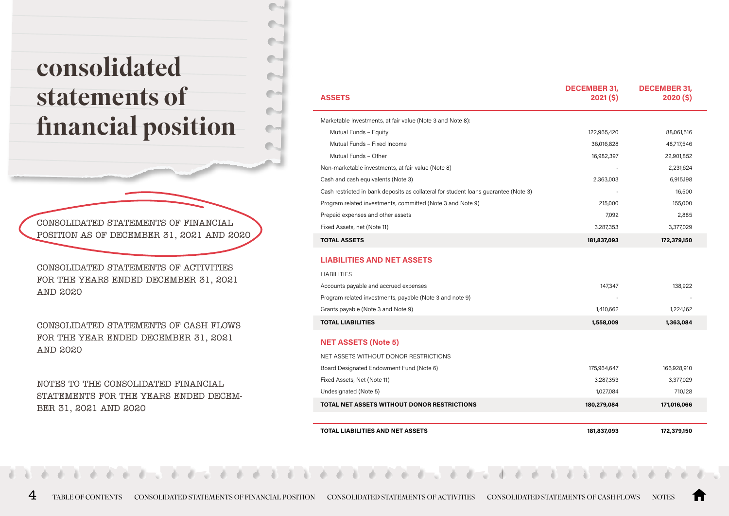# consolidated statements of financial position

CONSOLIDATED STATEMENTS OF FINANCIAL POSITION AS OF DECEMBER 31, 2021 AND 2020

CONSOLIDATED STATEMENTS OF ACTIVITIES FOR THE YEARS ENDED DECEMBER 31, 2021 AND 2020

CONSOLIDATED STATEMENTS OF CASH FLOWS FOR THE YEAR ENDED DECEMBER 31, 2021 AND 2020

NOTES TO THE CONSOLIDATED FINANCIAL STATEMENTS FOR THE YEARS ENDED DECEMBER 31, 2021 AND 2020

| ASSETS | DECEMBER 31, 2021 ($) | DECEMBER 31, 2020 ($) |
|---|---|---|
| Marketable Investments, at fair value (Note 3 and Note 8): | | |
| Mutual Funds – Equity | 122,965,420 | 88,061,516 |
| Mutual Funds – Fixed Income | 36,016,828 | 48,717,546 |
| Mutual Funds – Other | 16,982,397 | 22,901,852 |
| Non-marketable investments, at fair value (Note 8) | - | 2,231,624 |
| Cash and cash equivalents (Note 3) | 2,363,003 | 6,915,198 |
| Cash restricted in bank deposits as collateral for student loans guarantee (Note 3) | - | 16,500 |
| Program related investments, committed (Note 3 and Note 9) | 215,000 | 155,000 |
| Prepaid expenses and other assets | 7,092 | 2,885 |
| Fixed Assets, net (Note 11) | 3,287,353 | 3,377,029 |
| **TOTAL ASSETS** | **181,837,093** | **172,379,150** |
| **LIABILITIES AND NET ASSETS** | | |
| LIABILITIES | | |
| Accounts payable and accrued expenses | 147,347 | 138,922 |
| Program related investments, payable (Note 3 and note 9) | - | - |
| Grants payable (Note 3 and Note 9) | 1,410,662 | 1,224,162 |
| **TOTAL LIABILITIES** | **1,558,009** | **1,363,084** |
| **NET ASSETS (Note 5)** | | |
| NET ASSETS WITHOUT DONOR RESTRICTIONS | | |
| Board Designated Endowment Fund (Note 6) | 175,964,647 | 166,928,910 |
| Fixed Assets, Net (Note 11) | 3,287,353 | 3,377,029 |
| Undesignated (Note 5) | 1,027,084 | 710,128 |
| **TOTAL NET ASSETS WITHOUT DONOR RESTRICTIONS** | **180,279,084** | **171,016,066** |
| **TOTAL LIABILITIES AND NET ASSETS** | **181,837,093** | **172,379,150** |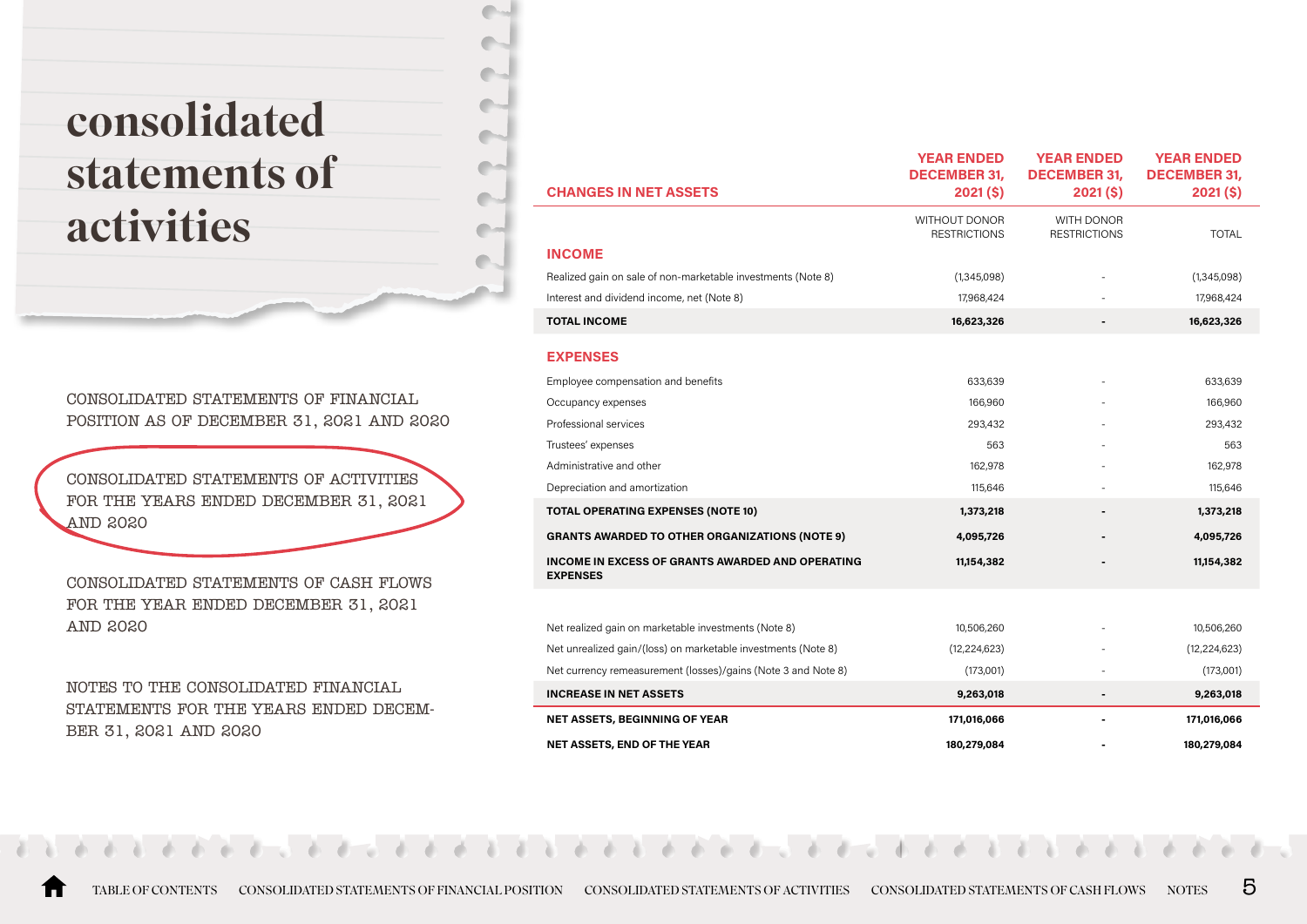# consolidated statements of activities

CONSOLIDATED STATEMENTS OF FINANCIAL POSITION AS OF DECEMBER 31, 2021 AND 2020

CONSOLIDATED STATEMENTS OF ACTIVITIES FOR THE YEARS ENDED DECEMBER 31, 2021 AND 2020

CONSOLIDATED STATEMENTS OF CASH FLOWS FOR THE YEAR ENDED DECEMBER 31, 2021 AND 2020

NOTES TO THE CONSOLIDATED FINANCIAL STATEMENTS FOR THE YEARS ENDED DECEMBER 31, 2021 AND 2020

| CHANGES IN NET ASSETS | YEAR ENDED DECEMBER 31, 2021 ($) | YEAR ENDED DECEMBER 31, 2021 ($) | YEAR ENDED DECEMBER 31, 2021 ($) |
|---|---|---|---|
| | WITHOUT DONOR RESTRICTIONS | WITH DONOR RESTRICTIONS | TOTAL |
| **INCOME** | | | |
| Realized gain on sale of non-marketable investments (Note 8) | (1,345,098) | - | (1,345,098) |
| Interest and dividend income, net (Note 8) | 17,968,424 | - | 17,968,424 |
| **TOTAL INCOME** | **16,623,326** | **-** | **16,623,326** |
| **EXPENSES** | | | |
| Employee compensation and benefits | 633,639 | - | 633,639 |
| Occupancy expenses | 166,960 | - | 166,960 |
| Professional services | 293,432 | - | 293,432 |
| Trustees' expenses | 563 | - | 563 |
| Administrative and other | 162,978 | - | 162,978 |
| Depreciation and amortization | 115,646 | - | 115,646 |
| **TOTAL OPERATING EXPENSES (NOTE 10)** | **1,373,218** | **-** | **1,373,218** |
| **GRANTS AWARDED TO OTHER ORGANIZATIONS (NOTE 9)** | **4,095,726** | **-** | **4,095,726** |
| **INCOME IN EXCESS OF GRANTS AWARDED AND OPERATING EXPENSES** | **11,154,382** | **-** | **11,154,382** |
| Net realized gain on marketable investments (Note 8) | 10,506,260 | - | 10,506,260 |
| Net unrealized gain/(loss) on marketable investments (Note 8) | (12,224,623) | - | (12,224,623) |
| Net currency remeasurement (losses)/gains (Note 3 and Note 8) | (173,001) | - | (173,001) |
| **INCREASE IN NET ASSETS** | **9,263,018** | **-** | **9,263,018** |
| **NET ASSETS, BEGINNING OF YEAR** | **171,016,066** | **-** | **171,016,066** |
| **NET ASSETS, END OF THE YEAR** | **180,279,084** | **-** | **180,279,084** |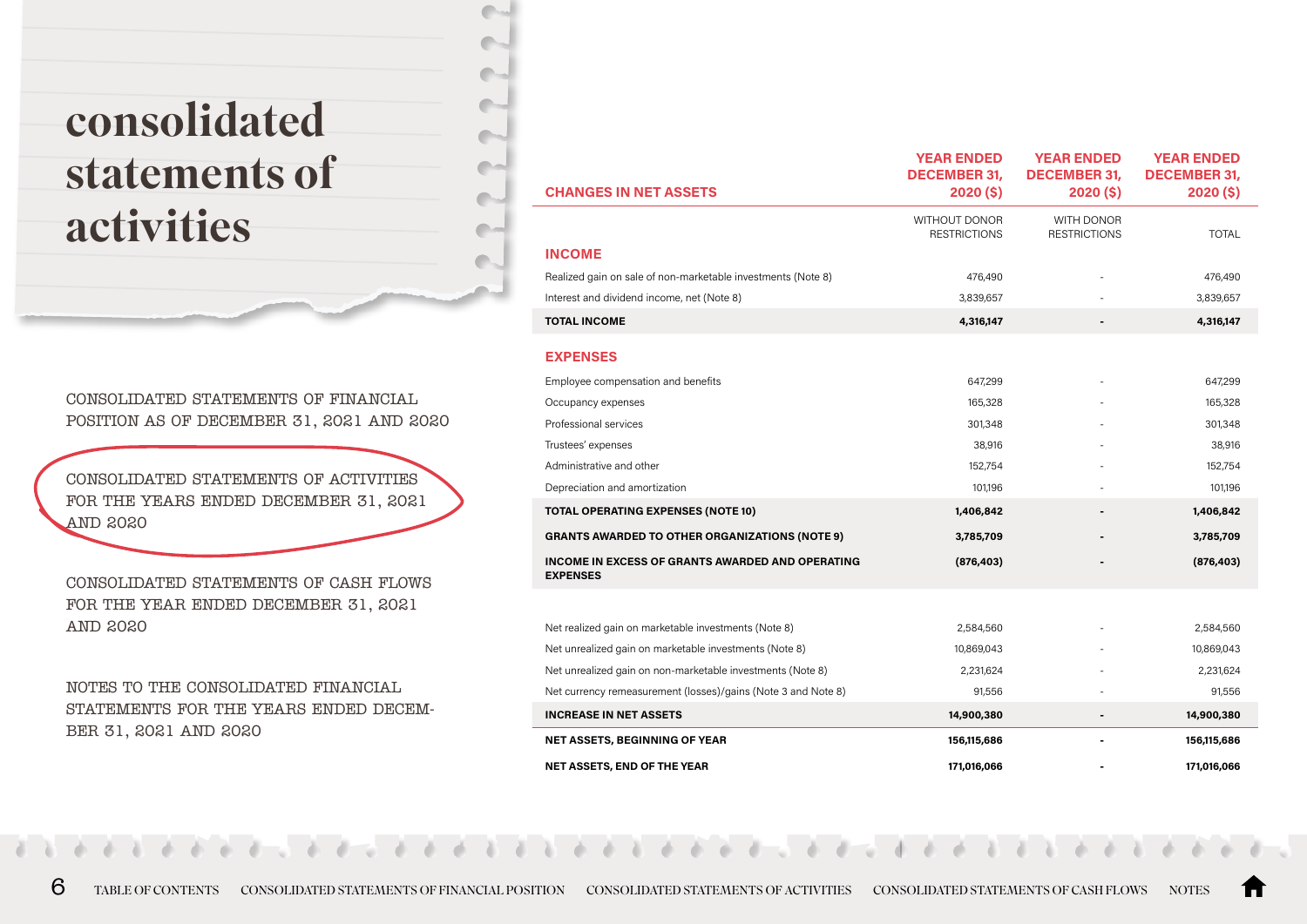# consolidated statements of activities

CONSOLIDATED STATEMENTS OF FINANCIAL POSITION AS OF DECEMBER 31, 2021 AND 2020

CONSOLIDATED STATEMENTS OF ACTIVITIES FOR THE YEARS ENDED DECEMBER 31, 2021 AND 2020

CONSOLIDATED STATEMENTS OF CASH FLOWS FOR THE YEAR ENDED DECEMBER 31, 2021 AND 2020

NOTES TO THE CONSOLIDATED FINANCIAL STATEMENTS FOR THE YEARS ENDED DECEMBER 31, 2021 AND 2020

| CHANGES IN NET ASSETS | YEAR ENDED DECEMBER 31, 2020 ($) | YEAR ENDED DECEMBER 31, 2020 ($) | YEAR ENDED DECEMBER 31, 2020 ($) |
|---|---|---|---|
| | WITHOUT DONOR RESTRICTIONS | WITH DONOR RESTRICTIONS | TOTAL |
| **INCOME** | | | |
| Realized gain on sale of non-marketable investments (Note 8) | 476,490 | - | 476,490 |
| Interest and dividend income, net (Note 8) | 3,839,657 | - | 3,839,657 |
| **TOTAL INCOME** | **4,316,147** | **-** | **4,316,147** |
| **EXPENSES** | | | |
| Employee compensation and benefits | 647,299 | - | 647,299 |
| Occupancy expenses | 165,328 | - | 165,328 |
| Professional services | 301,348 | - | 301,348 |
| Trustees' expenses | 38,916 | - | 38,916 |
| Administrative and other | 152,754 | - | 152,754 |
| Depreciation and amortization | 101,196 | - | 101,196 |
| **TOTAL OPERATING EXPENSES (NOTE 10)** | **1,406,842** | **-** | **1,406,842** |
| **GRANTS AWARDED TO OTHER ORGANIZATIONS (NOTE 9)** | **3,785,709** | **-** | **3,785,709** |
| **INCOME IN EXCESS OF GRANTS AWARDED AND OPERATING EXPENSES** | **(876,403)** | **-** | **(876,403)** |
| Net realized gain on marketable investments (Note 8) | 2,584,560 | - | 2,584,560 |
| Net unrealized gain on marketable investments (Note 8) | 10,869,043 | - | 10,869,043 |
| Net unrealized gain on non-marketable investments (Note 8) | 2,231,624 | - | 2,231,624 |
| Net currency remeasurement (losses)/gains (Note 3 and Note 8) | 91,556 | - | 91,556 |
| **INCREASE IN NET ASSETS** | **14,900,380** | **-** | **14,900,380** |
| **NET ASSETS, BEGINNING OF YEAR** | **156,115,686** | **-** | **156,115,686** |
| **NET ASSETS, END OF THE YEAR** | **171,016,066** | **-** | **171,016,066** |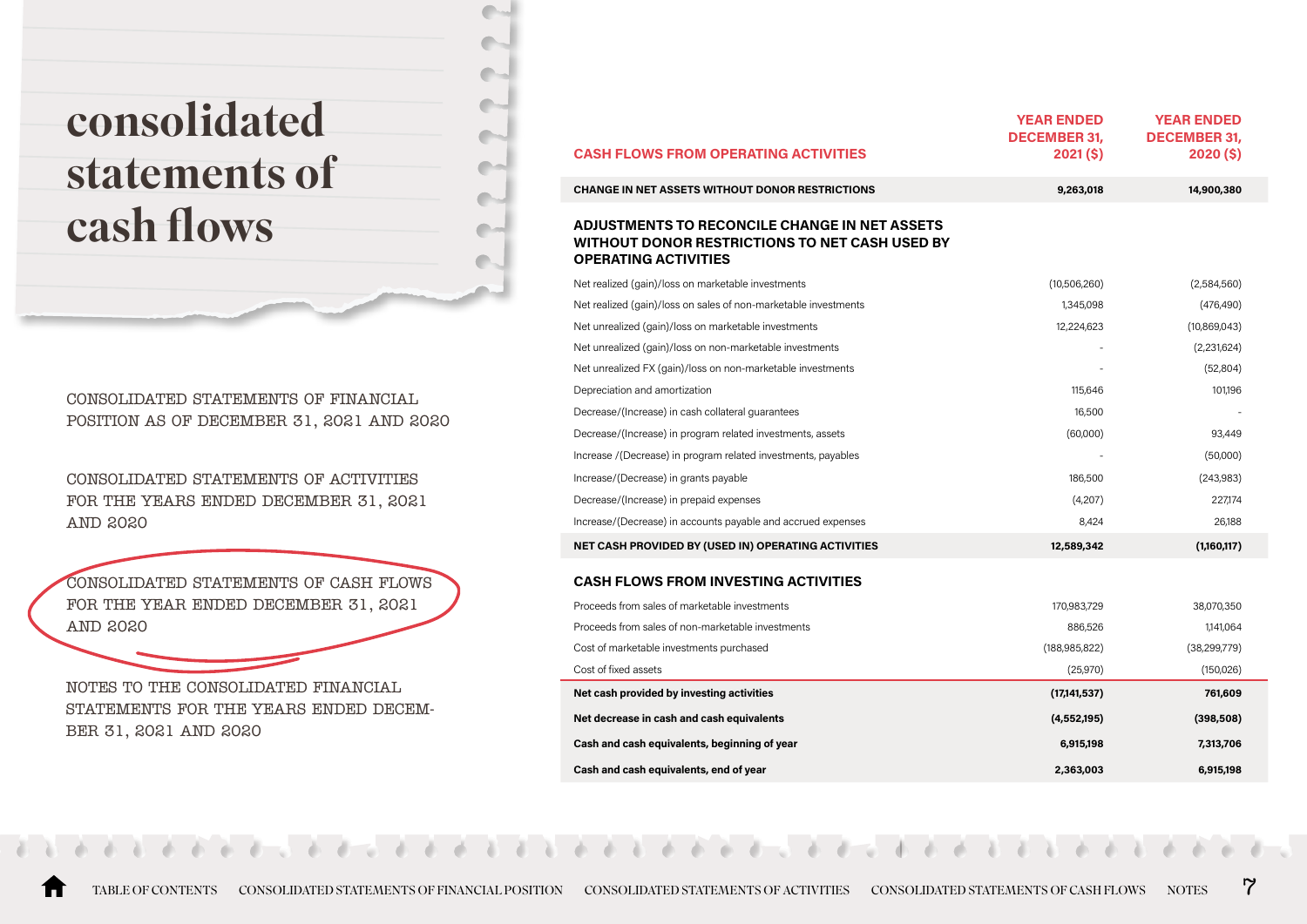# consolidated statements of cash flows

CONSOLIDATED STATEMENTS OF FINANCIAL POSITION AS OF DECEMBER 31, 2021 AND 2020

CONSOLIDATED STATEMENTS OF ACTIVITIES FOR THE YEARS ENDED DECEMBER 31, 2021 AND 2020

CONSOLIDATED STATEMENTS OF CASH FLOWS FOR THE YEAR ENDED DECEMBER 31, 2021 AND 2020

NOTES TO THE CONSOLIDATED FINANCIAL STATEMENTS FOR THE YEARS ENDED DECEMBER 31, 2021 AND 2020

| CASH FLOWS FROM OPERATING ACTIVITIES | YEAR ENDED DECEMBER 31, 2021 ($) | YEAR ENDED DECEMBER 31, 2020 ($) |
|---|---|---|
| **CHANGE IN NET ASSETS WITHOUT DONOR RESTRICTIONS** | **9,263,018** | **14,900,380** |
| **ADJUSTMENTS TO RECONCILE CHANGE IN NET ASSETS WITHOUT DONOR RESTRICTIONS TO NET CASH USED BY OPERATING ACTIVITIES** | | |
| Net realized (gain)/loss on marketable investments | (10,506,260) | (2,584,560) |
| Net realized (gain)/loss on sales of non-marketable investments | 1,345,098 | (476,490) |
| Net unrealized (gain)/loss on marketable investments | 12,224,623 | (10,869,043) |
| Net unrealized (gain)/loss on non-marketable investments | - | (2,231,624) |
| Net unrealized FX (gain)/loss on non-marketable investments | - | (52,804) |
| Depreciation and amortization | 115,646 | 101,196 |
| Decrease/(Increase) in cash collateral guarantees | 16,500 | - |
| Decrease/(Increase) in program related investments, assets | (60,000) | 93,449 |
| Increase /(Decrease) in program related investments, payables | - | (50,000) |
| Increase/(Decrease) in grants payable | 186,500 | (243,983) |
| Decrease/(Increase) in prepaid expenses | (4,207) | 227,174 |
| Increase/(Decrease) in accounts payable and accrued expenses | 8,424 | 26,188 |
| **NET CASH PROVIDED BY (USED IN) OPERATING ACTIVITIES** | **12,589,342** | **(1,160,117)** |
| **CASH FLOWS FROM INVESTING ACTIVITIES** | | |
| Proceeds from sales of marketable investments | 170,983,729 | 38,070,350 |
| Proceeds from sales of non-marketable investments | 886,526 | 1,141,064 |
| Cost of marketable investments purchased | (188,985,822) | (38,299,779) |
| Cost of fixed assets | (25,970) | (150,026) |
| **Net cash provided by investing activities** | **(17,141,537)** | **761,609** |
| **Net decrease in cash and cash equivalents** | **(4,552,195)** | **(398,508)** |
| **Cash and cash equivalents, beginning of year** | **6,915,198** | **7,313,706** |
| **Cash and cash equivalents, end of year** | **2,363,003** | **6,915,198** |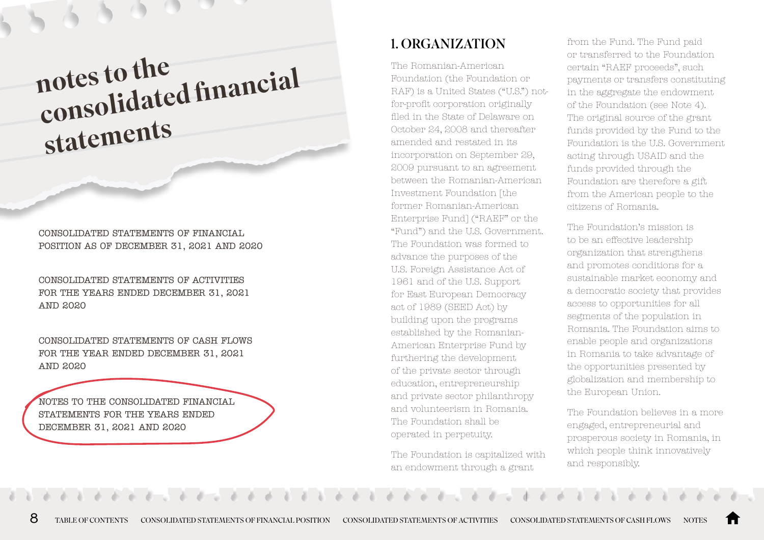# notes to the consolidated financial statements

CONSOLIDATED STATEMENTS OF FINANCIAL POSITION AS OF DECEMBER 31, 2021 AND 2020

CONSOLIDATED STATEMENTS OF ACTIVITIES FOR THE YEARS ENDED DECEMBER 31, 2021 AND 2020

CONSOLIDATED STATEMENTS OF CASH FLOWS FOR THE YEAR ENDED DECEMBER 31, 2021 AND 2020

NOTES TO THE CONSOLIDATED FINANCIAL STATEMENTS FOR THE YEARS ENDED DECEMBER 31, 2021 AND 2020

## 1. ORGANIZATION

The Romanian-American Foundation (the Foundation or RAF) is a United States ("U.S.") not-for-profit corporation originally filed in the State of Delaware on October 24, 2008 and thereafter amended and restated in its incorporation on September 29, 2009 pursuant to an agreement between the Romanian-American Investment Foundation [the former Romanian-American Enterprise Fund] ("RAEF" or the "Fund") and the U.S. Government. The Foundation was formed to advance the purposes of the U.S. Foreign Assistance Act of 1961 and of the U.S. Support for East European Democracy act of 1989 (SEED Act) by building upon the programs established by the Romanian-American Enterprise Fund by furthering the development of the private sector through education, entrepreneurship and private sector philanthropy and volunteerism in Romania. The Foundation shall be operated in perpetuity.

The Foundation is capitalized with an endowment through a grant from the Fund. The Fund paid or transferred to the Foundation certain "RAEF proceeds", such payments or transfers constituting in the aggregate the endowment of the Foundation (see Note 4). The original source of the grant funds provided by the Fund to the Foundation is the U.S. Government acting through USAID and the funds provided through the Foundation are therefore a gift from the American people to the citizens of Romania.

The Foundation's mission is to be an effective leadership organization that strengthens and promotes conditions for a sustainable market economy and a democratic society that provides access to opportunities for all segments of the population in Romania. The Foundation aims to enable people and organizations in Romania to take advantage of the opportunities presented by globalization and membership to the European Union.

The Foundation believes in a more engaged, entrepreneurial and prosperous society in Romania, in which people think innovatively and responsibly.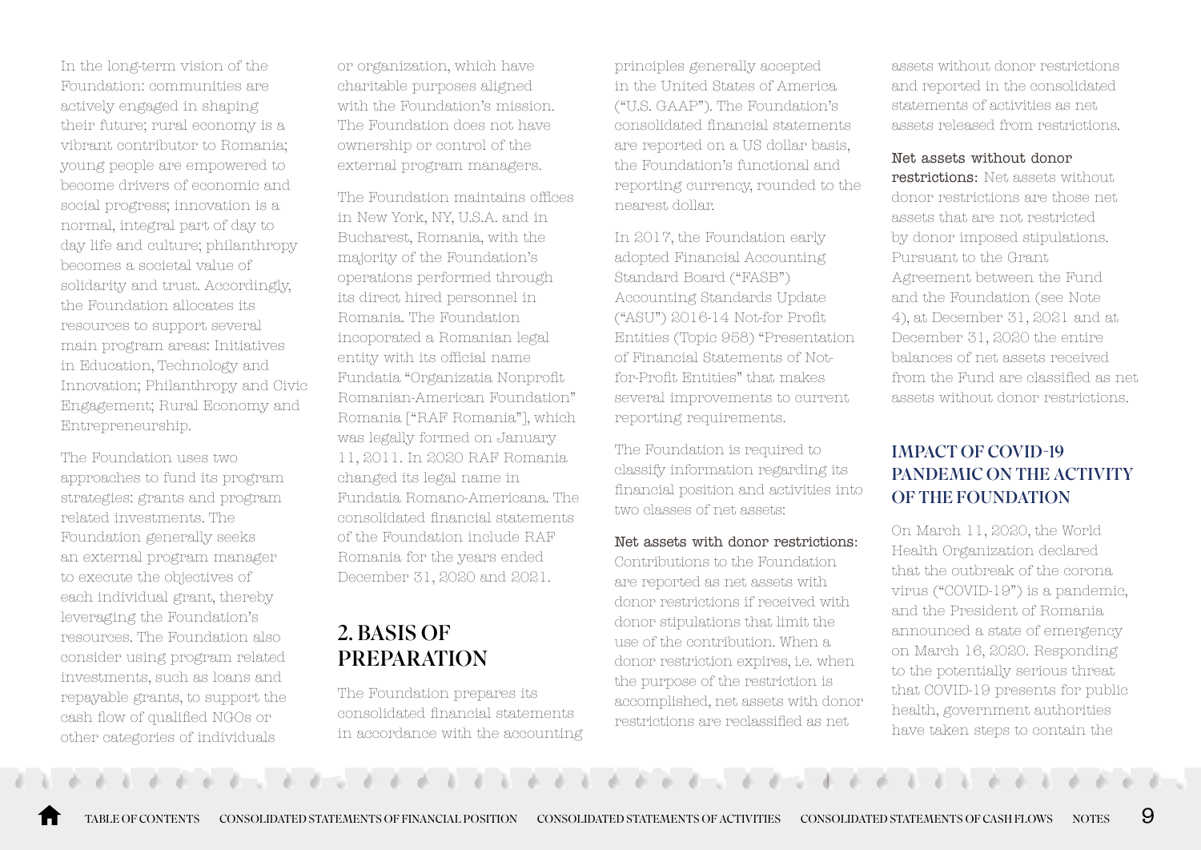In the long-term vision of the Foundation: communities are actively engaged in shaping their future; rural economy is a vibrant contributor to Romania; young people are empowered to become drivers of economic and social progress; innovation is a normal, integral part of day to day life and culture; philanthropy becomes a societal value of solidarity and trust. Accordingly, the Foundation allocates its resources to support several main program areas: Initiatives in Education, Technology and Innovation; Philanthropy and Civic Engagement; Rural Economy and Entrepreneurship.

The Foundation uses two approaches to fund its program strategies: grants and program related investments. The Foundation generally seeks an external program manager to execute the objectives of each individual grant, thereby leveraging the Foundation's resources. The Foundation also consider using program related investments, such as loans and repayable grants, to support the cash flow of qualified NGOs or other categories of individuals or organization, which have charitable purposes aligned with the Foundation's mission. The Foundation does not have ownership or control of the external program managers.

The Foundation maintains offices in New York, NY, U.S.A. and in Bucharest, Romania, with the majority of the Foundation's operations performed through its direct hired personnel in Romania. The Foundation incoporated a Romanian legal entity with its official name Fundatia "Organizatia Nonprofit Romanian-American Foundation" Romania ["RAF Romania"], which was legally formed on January 11, 2011. In 2020 RAF Romania changed its legal name in Fundatia Romano-Americana. The consolidated financial statements of the Foundation include RAF Romania for the years ended December 31, 2020 and 2021.

## 2. BASIS OF PREPARATION

The Foundation prepares its consolidated financial statements in accordance with the accounting principles generally accepted in the United States of America ("U.S. GAAP"). The Foundation's consolidated financial statements are reported on a US dollar basis, the Foundation's functional and reporting currency, rounded to the nearest dollar.

In 2017, the Foundation early adopted Financial Accounting Standard Board ("FASB") Accounting Standards Update ("ASU") 2016-14 Not-for Profit Entities (Topic 958) "Presentation of Financial Statements of Not-for-Profit Entities" that makes several improvements to current reporting requirements.

The Foundation is required to classify information regarding its financial position and activities into two classes of net assets:

Net assets with donor restrictions: Contributions to the Foundation are reported as net assets with donor restrictions if received with donor stipulations that limit the use of the contribution. When a donor restriction expires, i.e. when the purpose of the restriction is accomplished, net assets with donor restrictions are reclassified as net assets without donor restrictions and reported in the consolidated statements of activities as net assets released from restrictions.

**Net assets without donor restrictions:** Net assets without donor restrictions are those net assets that are not restricted by donor imposed stipulations. Pursuant to the Grant Agreement between the Fund and the Foundation (see Note 4), at December 31, 2021 and at December 31, 2020 the entire balances of net assets received from the Fund are classified as net assets without donor restrictions.

## IMPACT OF COVID-19 PANDEMIC ON THE ACTIVITY OF THE FOUNDATION

On March 11, 2020, the World Health Organization declared that the outbreak of the corona virus ("COVID-19") is a pandemic, and the President of Romania announced a state of emergency on March 16, 2020. Responding to the potentially serious threat that COVID-19 presents for public health, government authorities have taken steps to contain the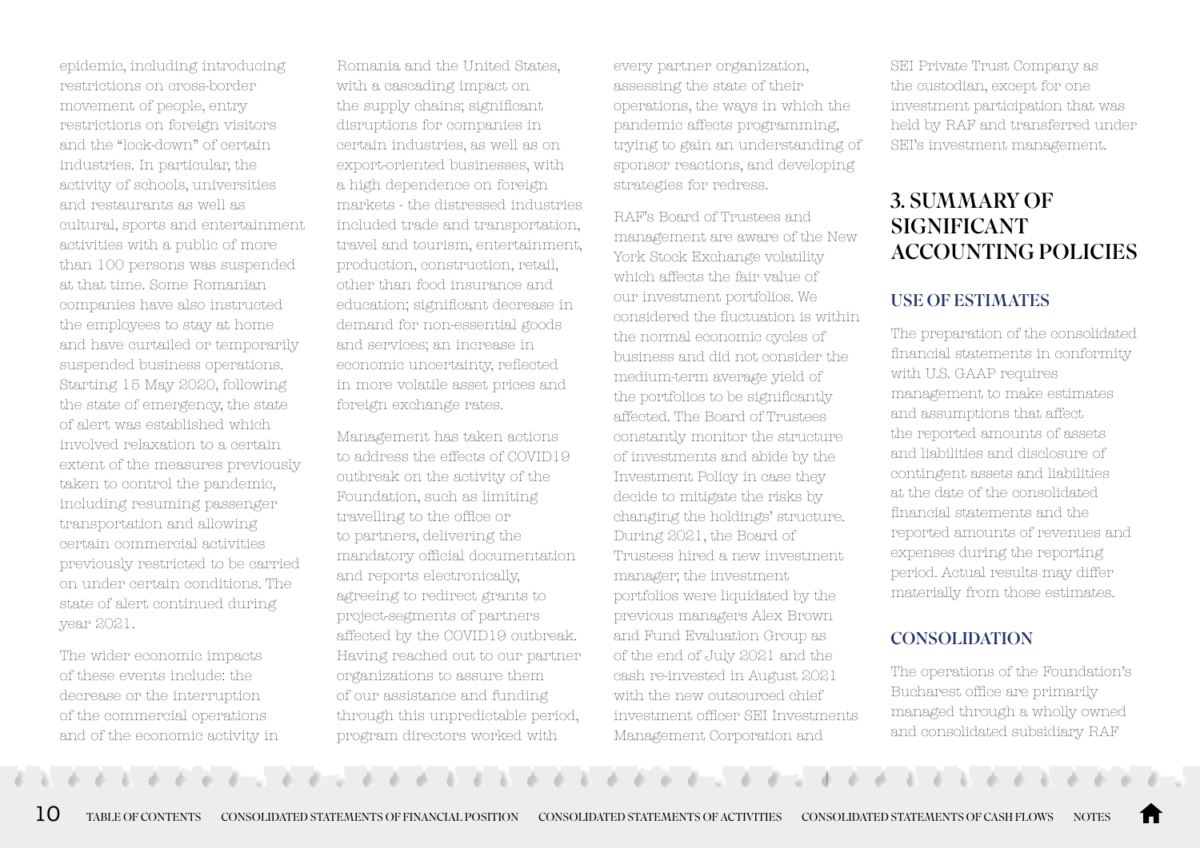epidemic, including introducing restrictions on cross-border movement of people, entry restrictions on foreign visitors and the "lock-down" of certain industries. In particular, the activity of schools, universities and restaurants as well as cultural, sports and entertainment activities with a public of more than 100 persons was suspended at that time. Some Romanian companies have also instructed the employees to stay at home and have curtailed or temporarily suspended business operations. Starting 15 May 2020, following the state of emergency, the state of alert was established which involved relaxation to a certain extent of the measures previously taken to control the pandemic, including resuming passenger transportation and allowing certain commercial activities previously restricted to be carried on under certain conditions. The state of alert continued during year 2021.

The wider economic impacts of these events include: the decrease or the interruption of the commercial operations and of the economic activity in Romania and the United States, with a cascading impact on the supply chains; significant disruptions for companies in certain industries, as well as on export-oriented businesses, with a high dependence on foreign markets - the distressed industries included trade and transportation, travel and tourism, entertainment, production, construction, retail, other than food insurance and education; significant decrease in demand for non-essential goods and services; an increase in economic uncertainty, reflected in more volatile asset prices and foreign exchange rates.

Management has taken actions to address the effects of COVID19 outbreak on the activity of the Foundation, such as limiting travelling to the office or to partners, delivering the mandatory official documentation and reports electronically, agreeing to redirect grants to project-segments of partners affected by the COVID19 outbreak. Having reached out to our partner organizations to assure them of our assistance and funding through this unpredictable period, program directors worked with every partner organization, assessing the state of their operations, the ways in which the pandemic affects programming, trying to gain an understanding of sponsor reactions, and developing strategies for redress.

RAF's Board of Trustees and management are aware of the New York Stock Exchange volatility which affects the fair value of our investment portfolios. We considered the fluctuation is within the normal economic cycles of business and did not consider the medium-term average yield of the portfolios to be significantly affected. The Board of Trustees constantly monitor the structure of investments and abide by the Investment Policy in case they decide to mitigate the risks by changing the holdings' structure. During 2021, the Board of Trustees hired a new investment manager; the investment portfolios were liquidated by the previous managers Alex Brown and Fund Evaluation Group as of the end of July 2021 and the cash re-invested in August 2021 with the new outsourced chief investment officer SEI Investments Management Corporation and SEI Private Trust Company as the custodian, except for one investment participation that was held by RAF and transferred under SEI's investment management.

## 3. SUMMARY OF SIGNIFICANT ACCOUNTING POLICIES

### USE OF ESTIMATES

The preparation of the consolidated financial statements in conformity with U.S. GAAP requires management to make estimates and assumptions that affect the reported amounts of assets and liabilities and disclosure of contingent assets and liabilities at the date of the consolidated financial statements and the reported amounts of revenues and expenses during the reporting period. Actual results may differ materially from those estimates.

### CONSOLIDATION

The operations of the Foundation's Bucharest office are primarily managed through a wholly owned and consolidated subsidiary RAF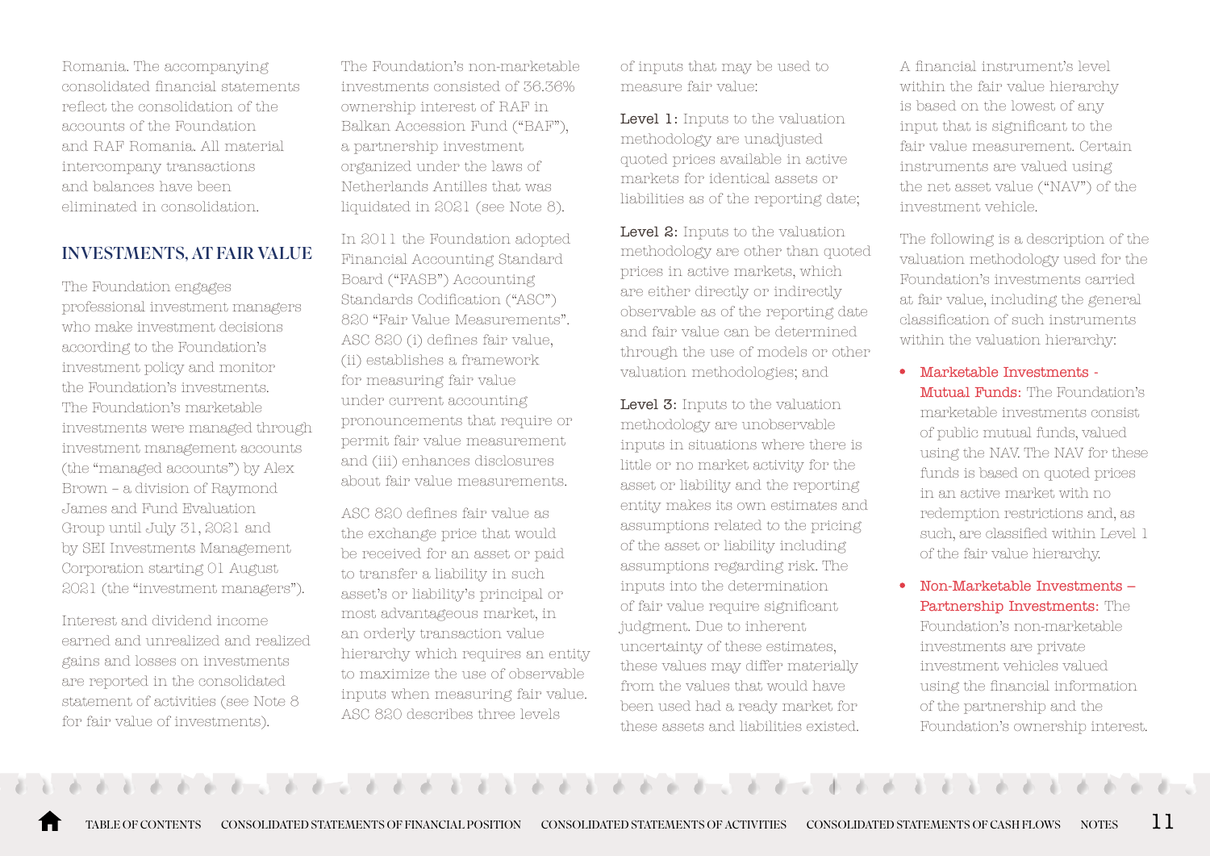Romania. The accompanying consolidated financial statements reflect the consolidation of the accounts of the Foundation and RAF Romania. All material intercompany transactions and balances have been eliminated in consolidation.

## INVESTMENTS, AT FAIR VALUE

The Foundation engages professional investment managers who make investment decisions according to the Foundation's investment policy and monitor the Foundation's investments. The Foundation's marketable investments were managed through investment management accounts (the "managed accounts") by Alex Brown – a division of Raymond James and Fund Evaluation Group until July 31, 2021 and by SEI Investments Management Corporation starting 01 August 2021 (the "investment managers").

Interest and dividend income earned and unrealized and realized gains and losses on investments are reported in the consolidated statement of activities (see Note 8 for fair value of investments).

The Foundation's non-marketable investments consisted of 36.36% ownership interest of RAF in Balkan Accession Fund ("BAF"), a partnership investment organized under the laws of Netherlands Antilles that was liquidated in 2021 (see Note 8).

In 2011 the Foundation adopted Financial Accounting Standard Board ("FASB") Accounting Standards Codification ("ASC") 820 "Fair Value Measurements". ASC 820 (i) defines fair value, (ii) establishes a framework for measuring fair value under current accounting pronouncements that require or permit fair value measurement and (iii) enhances disclosures about fair value measurements.

ASC 820 defines fair value as the exchange price that would be received for an asset or paid to transfer a liability in such asset's or liability's principal or most advantageous market, in an orderly transaction value hierarchy which requires an entity to maximize the use of observable inputs when measuring fair value. ASC 820 describes three levels of inputs that may be used to measure fair value:

**Level 1:** Inputs to the valuation methodology are unadjusted quoted prices available in active markets for identical assets or liabilities as of the reporting date;

**Level 2:** Inputs to the valuation methodology are other than quoted prices in active markets, which are either directly or indirectly observable as of the reporting date and fair value can be determined through the use of models or other valuation methodologies; and

**Level 3:** Inputs to the valuation methodology are unobservable inputs in situations where there is little or no market activity for the asset or liability and the reporting entity makes its own estimates and assumptions related to the pricing of the asset or liability including assumptions regarding risk. The inputs into the determination of fair value require significant judgment. Due to inherent uncertainty of these estimates, these values may differ materially from the values that would have been used had a ready market for these assets and liabilities existed.

A financial instrument's level within the fair value hierarchy is based on the lowest of any input that is significant to the fair value measurement. Certain instruments are valued using the net asset value ("NAV") of the investment vehicle.

The following is a description of the valuation methodology used for the Foundation's investments carried at fair value, including the general classification of such instruments within the valuation hierarchy:

- Marketable Investments - Mutual Funds: The Foundation's marketable investments consist of public mutual funds, valued using the NAV. The NAV for these funds is based on quoted prices in an active market with no redemption restrictions and, as such, are classified within Level 1 of the fair value hierarchy.
- Non-Marketable Investments – Partnership Investments: The Foundation's non-marketable investments are private investment vehicles valued using the financial information of the partnership and the Foundation's ownership interest.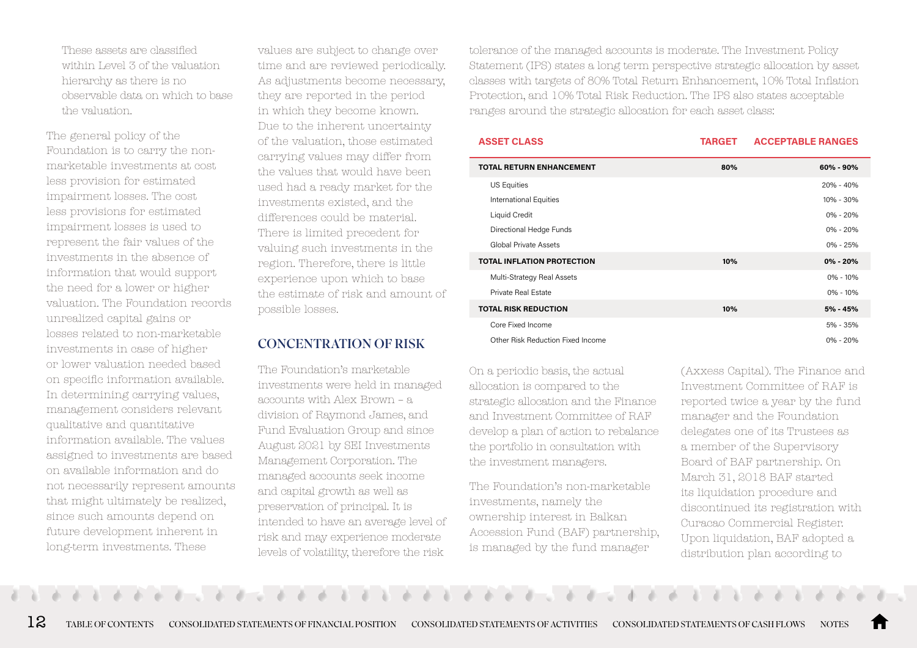These assets are classified within Level 3 of the valuation hierarchy as there is no observable data on which to base the valuation.

The general policy of the Foundation is to carry the non-marketable investments at cost less provision for estimated impairment losses. The cost less provisions for estimated impairment losses is used to represent the fair values of the investments in the absence of information that would support the need for a lower or higher valuation. The Foundation records unrealized capital gains or losses related to non-marketable investments in case of higher or lower valuation needed based on specific information available. In determining carrying values, management considers relevant qualitative and quantitative information available. The values assigned to investments are based on available information and do not necessarily represent amounts that might ultimately be realized, since such amounts depend on future development inherent in long-term investments. These values are subject to change over time and are reviewed periodically. As adjustments become necessary, they are reported in the period in which they become known. Due to the inherent uncertainty of the valuation, those estimated carrying values may differ from the values that would have been used had a ready market for the investments existed, and the differences could be material. There is limited precedent for valuing such investments in the region. Therefore, there is little experience upon which to base the estimate of risk and amount of possible losses.

## CONCENTRATION OF RISK

The Foundation's marketable investments were held in managed accounts with Alex Brown – a division of Raymond James, and Fund Evaluation Group and since August 2021 by SEI Investments Management Corporation. The managed accounts seek income and capital growth as well as preservation of principal. It is intended to have an average level of risk and may experience moderate levels of volatility, therefore the risk tolerance of the managed accounts is moderate. The Investment Policy Statement (IPS) states a long term perspective strategic allocation by asset classes with targets of 80% Total Return Enhancement, 10% Total Inflation Protection, and 10% Total Risk Reduction. The IPS also states acceptable ranges around the strategic allocation for each asset class:

| ASSET CLASS | TARGET | ACCEPTABLE RANGES |
|---|---|---|
| **TOTAL RETURN ENHANCEMENT** | **80%** | **60% - 90%** |
| US Equities | | 20% - 40% |
| International Equities | | 10% - 30% |
| Liquid Credit | | 0% - 20% |
| Directional Hedge Funds | | 0% - 20% |
| Global Private Assets | | 0% - 25% |
| **TOTAL INFLATION PROTECTION** | **10%** | **0% - 20%** |
| Multi-Strategy Real Assets | | 0% - 10% |
| Private Real Estate | | 0% - 10% |
| **TOTAL RISK REDUCTION** | **10%** | **5% - 45%** |
| Core Fixed Income | | 5% - 35% |
| Other Risk Reduction Fixed Income | | 0% - 20% |

On a periodic basis, the actual allocation is compared to the strategic allocation and the Finance and Investment Committee of RAF develop a plan of action to rebalance the portfolio in consultation with the investment managers.

The Foundation's non-marketable investments, namely the ownership interest in Balkan Accession Fund (BAF) partnership, is managed by the fund manager (Axxess Capital). The Finance and Investment Committee of RAF is reported twice a year by the fund manager and the Foundation delegates one of its Trustees as a member of the Supervisory Board of BAF partnership. On March 31, 2018 BAF started its liquidation procedure and discontinued its registration with Curacao Commercial Register. Upon liquidation, BAF adopted a distribution plan according to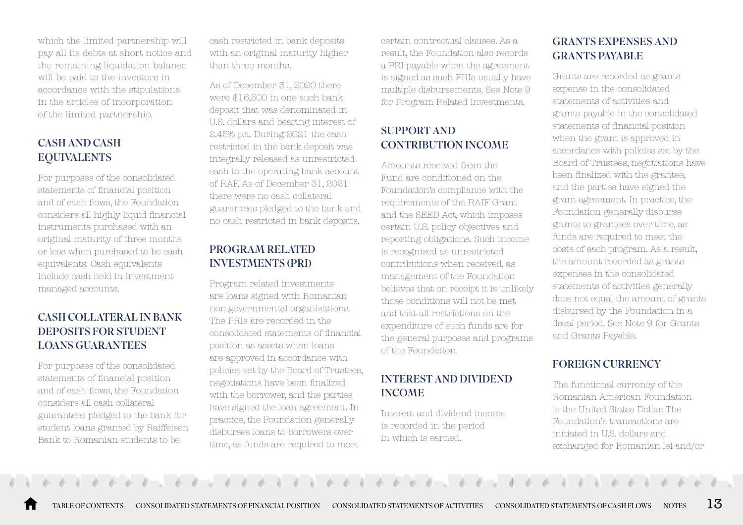which the limited partnership will pay all its debts at short notice and the remaining liquidation balance will be paid to the investors in accordance with the stipulations in the articles of incorporation of the limited partnership.

## CASH AND CASH EQUIVALENTS

For purposes of the consolidated statements of financial position and of cash flows, the Foundation considers all highly liquid financial instruments purchased with an original maturity of three months or less when purchased to be cash equivalents. Cash equivalents include cash held in investment managed accounts.

## CASH COLLATERAL IN BANK DEPOSITS FOR STUDENT LOANS GUARANTEES

For purposes of the consolidated statements of financial position and of cash flows, the Foundation considers all cash collateral guarantees pledged to the bank for student loans granted by Raiffeisen Bank to Romanian students to be cash restricted in bank deposits with an original maturity higher than three months.

As of December 31, 2020 there were $16,500 in one such bank deposit that was denominated in U.S. dollars and bearing interest of 2.45% p.a. During 2021 the cash restricted in the bank deposit was integrally released as unrestricted cash to the operating bank account of RAF. As of December 31, 2021 there were no cash collateral guarantees pledged to the bank and no cash restricted in bank deposits.

## PROGRAM RELATED INVESTMENTS (PRI)

Program related investments are loans signed with Romanian non-governmental organizations. The PRIs are recorded in the consolidated statements of financial position as assets when loans are approved in accordance with policies set by the Board of Trustees, negotiations have been finalized with the borrower, and the parties have signed the loan agreement. In practice, the Foundation generally disburses loans to borrowers over time, as funds are required to meet certain contractual clauses. As a result, the Foundation also records a PRI payable when the agreement is signed as such PRIs usually have multiple disbursements. See Note 9 for Program Related Investments.

## SUPPORT AND CONTRIBUTION INCOME

Amounts received from the Fund are conditioned on the Foundation's compliance with the requirements of the RAIF Grant and the SEED Act, which imposes certain U.S. policy objectives and reporting obligations. Such income is recognized as unrestricted contributions when received, as management of the Foundation believes that on receipt it is unlikely those conditions will not be met and that all restrictions on the expenditure of such funds are for the general purposes and programs of the Foundation.

## INTEREST AND DIVIDEND INCOME

Interest and dividend income is recorded in the period in which is earned.

## GRANTS EXPENSES AND GRANTS PAYABLE

Grants are recorded as grants expense in the consolidated statements of activities and grants payable in the consolidated statements of financial position when the grant is approved in accordance with policies set by the Board of Trustees, negotiations have been finalized with the grantee, and the parties have signed the grant agreement. In practice, the Foundation generally disburse grants to grantees over time, as funds are required to meet the costs of each program. As a result, the amount recorded as grants expenses in the consolidated statements of activities generally does not equal the amount of grants disbursed by the Foundation in a fiscal period. See Note 9 for Grants and Grants Payable.

## FOREIGN CURRENCY

The functional currency of the Romanian American Foundation is the United States Dollar. The Foundation's transactions are initiated in U.S. dollars and exchanged for Romanian lei and/or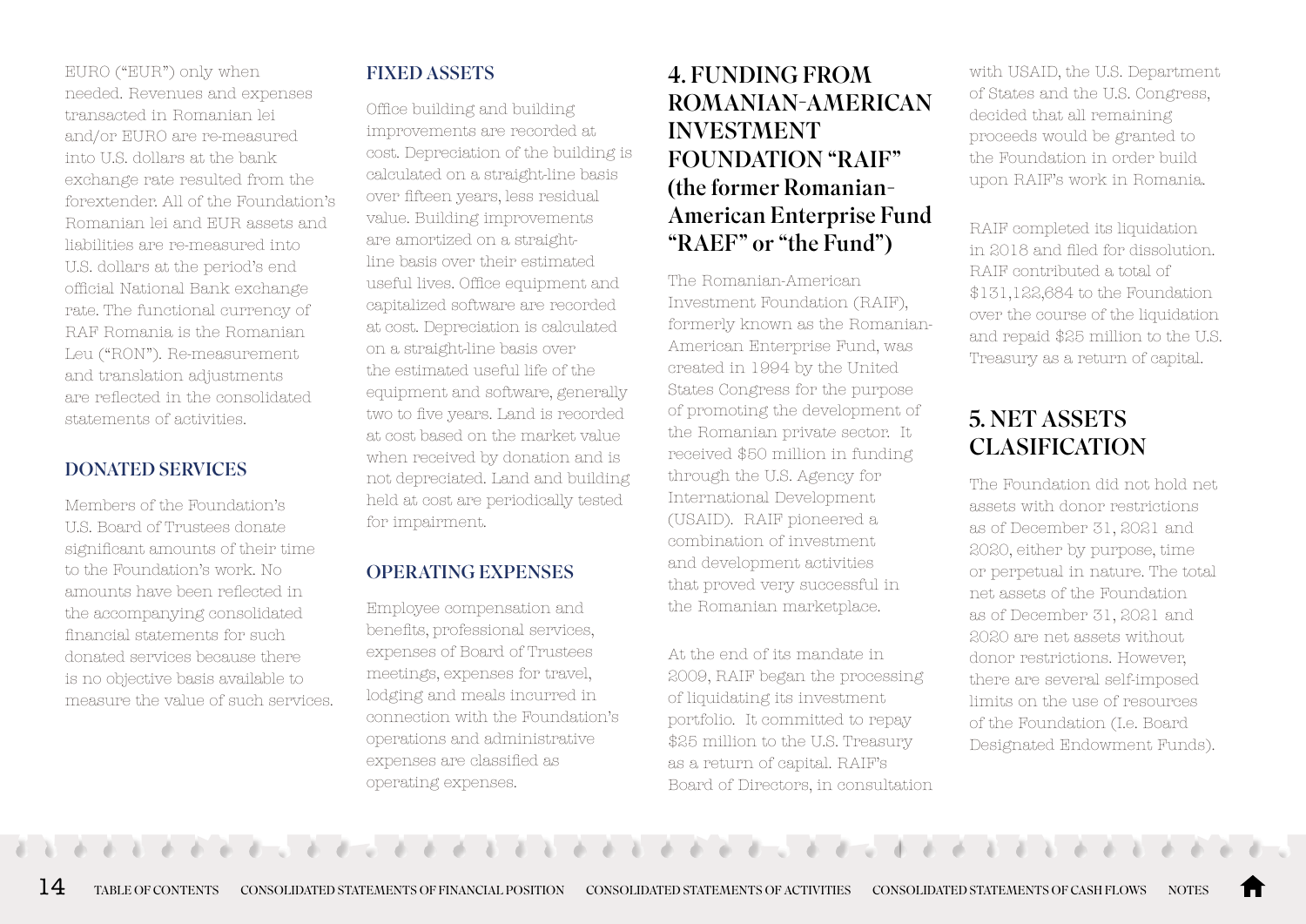EURO ("EUR") only when needed. Revenues and expenses transacted in Romanian lei and/or EURO are re-measured into U.S. dollars at the bank exchange rate resulted from the forextender. All of the Foundation's Romanian lei and EUR assets and liabilities are re-measured into U.S. dollars at the period's end official National Bank exchange rate. The functional currency of RAF Romania is the Romanian Leu ("RON"). Re-measurement and translation adjustments are reflected in the consolidated statements of activities.

### DONATED SERVICES

Members of the Foundation's U.S. Board of Trustees donate significant amounts of their time to the Foundation's work. No amounts have been reflected in the accompanying consolidated financial statements for such donated services because there is no objective basis available to measure the value of such services.

### FIXED ASSETS

Office building and building improvements are recorded at cost. Depreciation of the building is calculated on a straight-line basis over fifteen years, less residual value. Building improvements are amortized on a straight-line basis over their estimated useful lives. Office equipment and capitalized software are recorded at cost. Depreciation is calculated on a straight-line basis over the estimated useful life of the equipment and software, generally two to five years. Land is recorded at cost based on the market value when received by donation and is not depreciated. Land and building held at cost are periodically tested for impairment.

### OPERATING EXPENSES

Employee compensation and benefits, professional services, expenses of Board of Trustees meetings, expenses for travel, lodging and meals incurred in connection with the Foundation's operations and administrative expenses are classified as operating expenses.

## 4. FUNDING FROM ROMANIAN-AMERICAN INVESTMENT FOUNDATION "RAIF" (the former Romanian-American Enterprise Fund "RAEF" or "the Fund")

The Romanian-American Investment Foundation (RAIF), formerly known as the Romanian-American Enterprise Fund, was created in 1994 by the United States Congress for the purpose of promoting the development of the Romanian private sector. It received $50 million in funding through the U.S. Agency for International Development (USAID). RAIF pioneered a combination of investment and development activities that proved very successful in the Romanian marketplace.

At the end of its mandate in 2009, RAIF began the processing of liquidating its investment portfolio. It committed to repay $25 million to the U.S. Treasury as a return of capital. RAIF's Board of Directors, in consultation with USAID, the U.S. Department of States and the U.S. Congress, decided that all remaining proceeds would be granted to the Foundation in order build upon RAIF's work in Romania.

RAIF completed its liquidation in 2018 and filed for dissolution. RAIF contributed a total of $131,122,684 to the Foundation over the course of the liquidation and repaid $25 million to the U.S. Treasury as a return of capital.

## 5. NET ASSETS CLASIFICATION

The Foundation did not hold net assets with donor restrictions as of December 31, 2021 and 2020, either by purpose, time or perpetual in nature. The total net assets of the Foundation as of December 31, 2021 and 2020 are net assets without donor restrictions. However, there are several self-imposed limits on the use of resources of the Foundation (I.e. Board Designated Endowment Funds).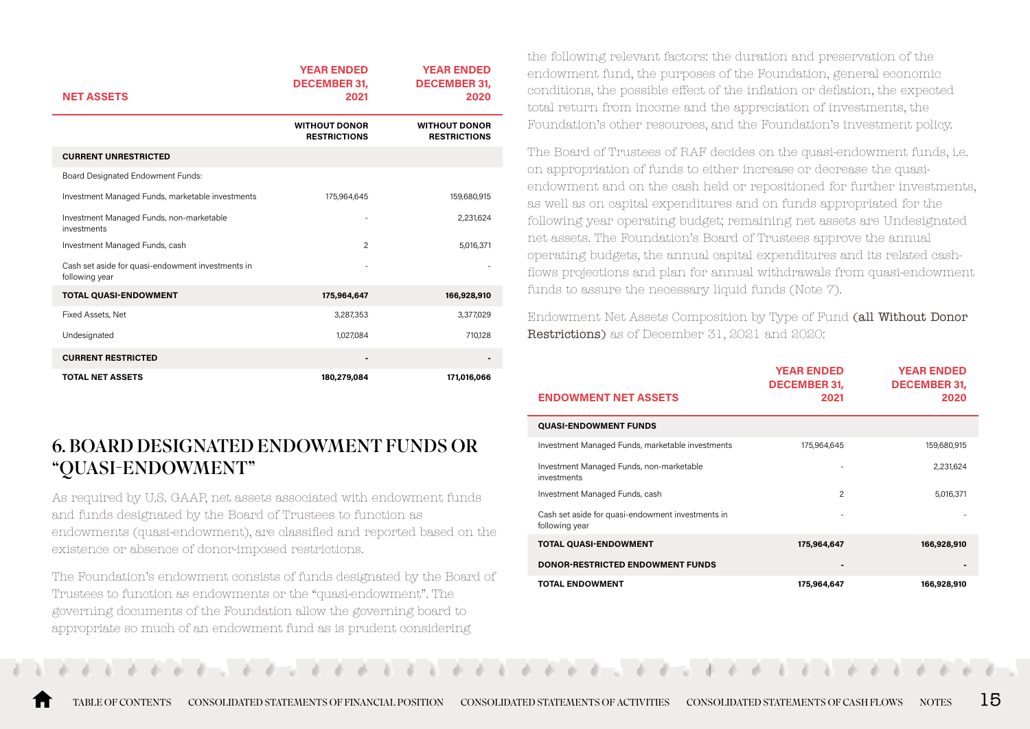| NET ASSETS | YEAR ENDED DECEMBER 31, 2021 | YEAR ENDED DECEMBER 31, 2020 |
|---|---|---|
| | WITHOUT DONOR RESTRICTIONS | WITHOUT DONOR RESTRICTIONS |
| **CURRENT UNRESTRICTED** | | |
| Board Designated Endowment Funds: | | |
| Investment Managed Funds, marketable investments | 175,964,645 | 159,680,915 |
| Investment Managed Funds, non-marketable investments | - | 2,231,624 |
| Investment Managed Funds, cash | 2 | 5,016,371 |
| Cash set aside for quasi-endowment investments in following year | - | - |
| **TOTAL QUASI-ENDOWMENT** | **175,964,647** | **166,928,910** |
| Fixed Assets, Net | 3,287,353 | 3,377,029 |
| Undesignated | 1,027,084 | 710,128 |
| **CURRENT RESTRICTED** | **-** | **-** |
| **TOTAL NET ASSETS** | **180,279,084** | **171,016,066** |

# 6. BOARD DESIGNATED ENDOWMENT FUNDS OR "QUASI-ENDOWMENT"

As required by U.S. GAAP, net assets associated with endowment funds and funds designated by the Board of Trustees to function as endowments (quasi-endowment), are classified and reported based on the existence or absence of donor-imposed restrictions.

The Foundation's endowment consists of funds designated by the Board of Trustees to function as endowments or the "quasi-endowment". The governing documents of the Foundation allow the governing board to appropriate so much of an endowment fund as is prudent considering the following relevant factors: the duration and preservation of the endowment fund, the purposes of the Foundation, general economic conditions, the possible effect of the inflation or deflation, the expected total return from income and the appreciation of investments, the Foundation's other resources, and the Foundation's investment policy.

The Board of Trustees of RAF decides on the quasi-endowment funds, i.e. on appropriation of funds to either increase or decrease the quasi-endowment and on the cash held or repositioned for further investments, as well as on capital expenditures and on funds appropriated for the following year operating budget; remaining net assets are Undesignated net assets. The Foundation's Board of Trustees approve the annual operating budgets, the annual capital expenditures and its related cash-flows projections and plan for annual withdrawals from quasi-endowment funds to assure the necessary liquid funds (Note 7).

Endowment Net Assets Composition by Type of Fund **(all Without Donor Restrictions)** as of December 31, 2021 and 2020:

| ENDOWMENT NET ASSETS | YEAR ENDED DECEMBER 31, 2021 | YEAR ENDED DECEMBER 31, 2020 |
|---|---|---|
| **QUASI-ENDOWMENT FUNDS** | | |
| Investment Managed Funds, marketable investments | 175,964,645 | 159,680,915 |
| Investment Managed Funds, non-marketable investments | - | 2,231,624 |
| Investment Managed Funds, cash | 2 | 5,016,371 |
| Cash set aside for quasi-endowment investments in following year | - | - |
| **TOTAL QUASI-ENDOWMENT** | **175,964,647** | **166,928,910** |
| **DONOR-RESTRICTED ENDOWMENT FUNDS** | **-** | **-** |
| **TOTAL ENDOWMENT** | **175,964,647** | **166,928,910** |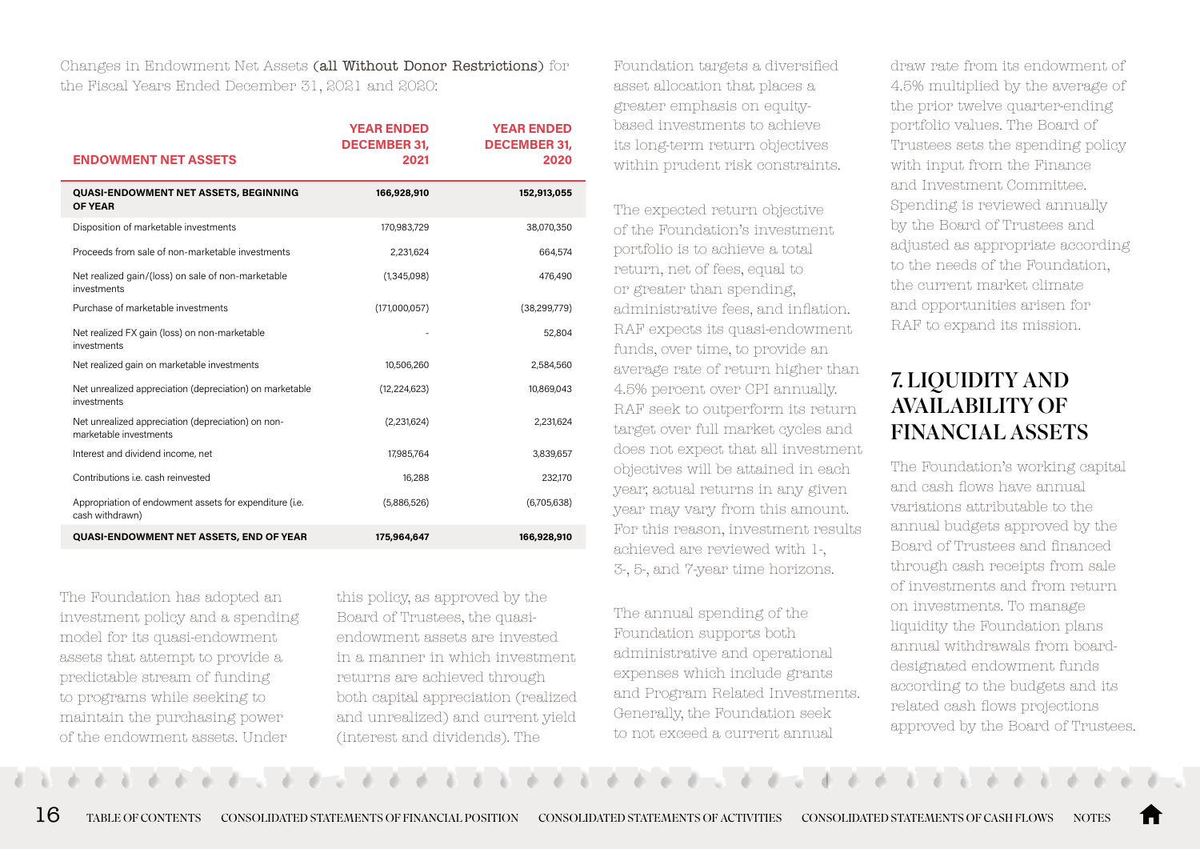Changes in Endowment Net Assets (**all Without Donor Restrictions**) for the Fiscal Years Ended December 31, 2021 and 2020:

| ENDOWMENT NET ASSETS | YEAR ENDED DECEMBER 31, 2021 | YEAR ENDED DECEMBER 31, 2020 |
|---|---|---|
| **QUASI-ENDOWMENT NET ASSETS, BEGINNING OF YEAR** | **166,928,910** | **152,913,055** |
| Disposition of marketable investments | 170,983,729 | 38,070,350 |
| Proceeds from sale of non-marketable investments | 2,231,624 | 664,574 |
| Net realized gain/(loss) on sale of non-marketable investments | (1,345,098) | 476,490 |
| Purchase of marketable investments | (171,000,057) | (38,299,779) |
| Net realized FX gain (loss) on non-marketable investments | - | 52,804 |
| Net realized gain on marketable investments | 10,506,260 | 2,584,560 |
| Net unrealized appreciation (depreciation) on marketable investments | (12,224,623) | 10,869,043 |
| Net unrealized appreciation (depreciation) on non-marketable investments | (2,231,624) | 2,231,624 |
| Interest and dividend income, net | 17,985,764 | 3,839,657 |
| Contributions i.e. cash reinvested | 16,288 | 232,170 |
| Appropriation of endowment assets for expenditure (i.e. cash withdrawn) | (5,886,526) | (6,705,638) |
| **QUASI-ENDOWMENT NET ASSETS, END OF YEAR** | **175,964,647** | **166,928,910** |

The Foundation has adopted an investment policy and a spending model for its quasi-endowment assets that attempt to provide a predictable stream of funding to programs while seeking to maintain the purchasing power of the endowment assets. Under this policy, as approved by the Board of Trustees, the quasi-endowment assets are invested in a manner in which investment returns are achieved through both capital appreciation (realized and unrealized) and current yield (interest and dividends). The Foundation targets a diversified asset allocation that places a greater emphasis on equity-based investments to achieve its long-term return objectives within prudent risk constraints.

The expected return objective of the Foundation's investment portfolio is to achieve a total return, net of fees, equal to or greater than spending, administrative fees, and inflation. RAF expects its quasi-endowment funds, over time, to provide an average rate of return higher than 4.5% percent over CPI annually. RAF seek to outperform its return target over full market cycles and does not expect that all investment objectives will be attained in each year; actual returns in any given year may vary from this amount. For this reason, investment results achieved are reviewed with 1-, 3-, 5-, and 7-year time horizons.

The annual spending of the Foundation supports both administrative and operational expenses which include grants and Program Related Investments. Generally, the Foundation seek to not exceed a current annual draw rate from its endowment of 4.5% multiplied by the average of the prior twelve quarter-ending portfolio values. The Board of Trustees sets the spending policy with input from the Finance and Investment Committee. Spending is reviewed annually by the Board of Trustees and adjusted as appropriate according to the needs of the Foundation, the current market climate and opportunities arisen for RAF to expand its mission.

## 7. LIQUIDITY AND AVAILABILITY OF FINANCIAL ASSETS

The Foundation's working capital and cash flows have annual variations attributable to the annual budgets approved by the Board of Trustees and financed through cash receipts from sale of investments and from return on investments. To manage liquidity the Foundation plans annual withdrawals from board-designated endowment funds according to the budgets and its related cash flows projections approved by the Board of Trustees.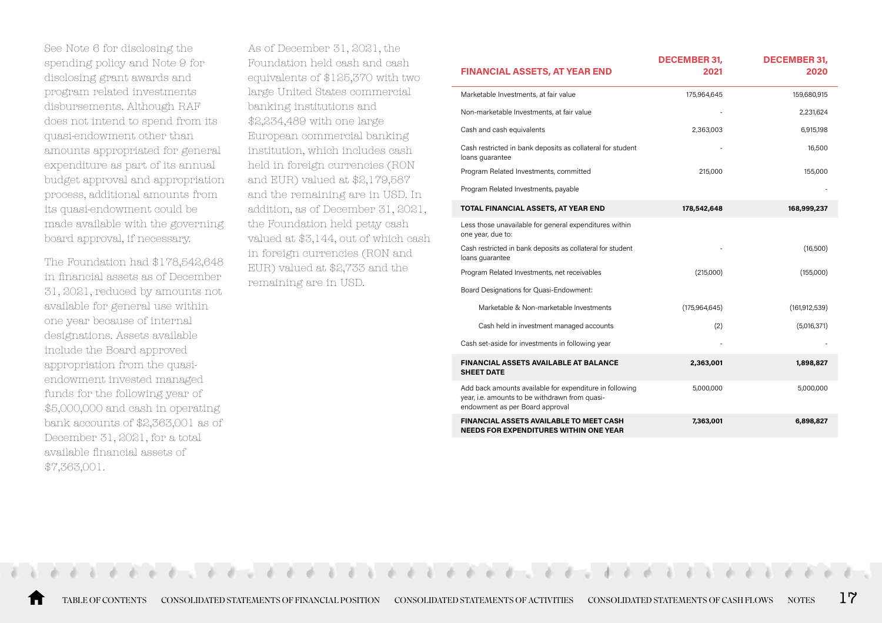See Note 6 for disclosing the spending policy and Note 9 for disclosing grant awards and program related investments disbursements. Although RAF does not intend to spend from its quasi-endowment other than amounts appropriated for general expenditure as part of its annual budget approval and appropriation process, additional amounts from its quasi-endowment could be made available with the governing board approval, if necessary.

The Foundation had $178,542,648 in financial assets as of December 31, 2021, reduced by amounts not available for general use within one year because of internal designations. Assets available include the Board approved appropriation from the quasi-endowment invested managed funds for the following year of $5,000,000 and cash in operating bank accounts of $2,363,001 as of December 31, 2021, for a total available financial assets of $7,363,001.

As of December 31, 2021, the Foundation held cash and cash equivalents of $125,370 with two large United States commercial banking institutions and $2,234,489 with one large European commercial banking institution, which includes cash held in foreign currencies (RON and EUR) valued at $2,179,587 and the remaining are in USD. In addition, as of December 31, 2021, the Foundation held petty cash valued at $3,144, out of which cash in foreign currencies (RON and EUR) valued at $2,733 and the remaining are in USD.

| FINANCIAL ASSETS, AT YEAR END | DECEMBER 31, 2021 | DECEMBER 31, 2020 |
|---|---|---|
| Marketable Investments, at fair value | 175,964,645 | 159,680,915 |
| Non-marketable Investments, at fair value | - | 2,231,624 |
| Cash and cash equivalents | 2,363,003 | 6,915,198 |
| Cash restricted in bank deposits as collateral for student loans guarantee | - | 16,500 |
| Program Related Investments, committed | 215,000 | 155,000 |
| Program Related Investments, payable | | - |
| **TOTAL FINANCIAL ASSETS, AT YEAR END** | **178,542,648** | **168,999,237** |
| Less those unavailable for general expenditures within one year, due to: | | |
| Cash restricted in bank deposits as collateral for student loans guarantee | - | (16,500) |
| Program Related Investments, net receivables | (215,000) | (155,000) |
| Board Designations for Quasi-Endowment: | | |
| Marketable & Non-marketable Investments | (175,964,645) | (161,912,539) |
| Cash held in investment managed accounts | (2) | (5,016,371) |
| Cash set-aside for investments in following year | - | - |
| **FINANCIAL ASSETS AVAILABLE AT BALANCE SHEET DATE** | **2,363,001** | **1,898,827** |
| Add back amounts available for expenditure in following year, i.e. amounts to be withdrawn from quasi-endowment as per Board approval | 5,000,000 | 5,000,000 |
| **FINANCIAL ASSETS AVAILABLE TO MEET CASH NEEDS FOR EXPENDITURES WITHIN ONE YEAR** | **7,363,001** | **6,898,827** |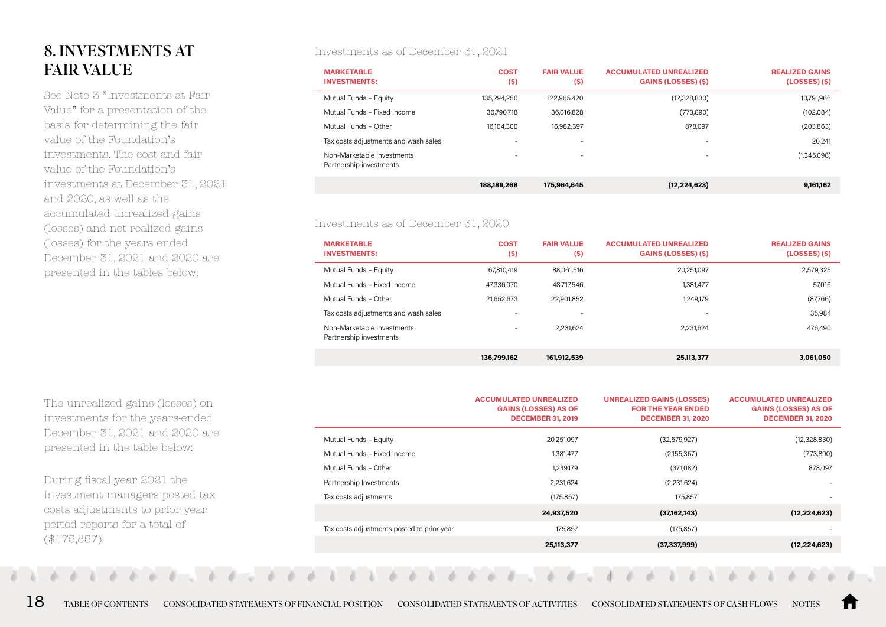# 8. INVESTMENTS AT FAIR VALUE

See Note 3 "Investments at Fair Value" for a presentation of the basis for determining the fair value of the Foundation's investments. The cost and fair value of the Foundation's investments at December 31, 2021 and 2020, as well as the accumulated unrealized gains (losses) and net realized gains (losses) for the years ended December 31, 2021 and 2020 are presented in the tables below:

Investments as of December 31, 2021

| MARKETABLE INVESTMENTS: | COST ($) | FAIR VALUE ($) | ACCUMULATED UNREALIZED GAINS (LOSSES) ($) | REALIZED GAINS (LOSSES) ($) |
|---|---|---|---|---|
| Mutual Funds – Equity | 135,294,250 | 122,965,420 | (12,328,830) | 10,791,966 |
| Mutual Funds – Fixed Income | 36,790,718 | 36,016,828 | (773,890) | (102,084) |
| Mutual Funds – Other | 16,104,300 | 16,982,397 | 878,097 | (203,863) |
| Tax costs adjustments and wash sales | - | - | - | 20,241 |
| Non-Marketable Investments: Partnership investments | - | - | - | (1,345,098) |
| | **188,189,268** | **175,964,645** | **(12,224,623)** | **9,161,162** |

Investments as of December 31, 2020

| MARKETABLE INVESTMENTS: | COST ($) | FAIR VALUE ($) | ACCUMULATED UNREALIZED GAINS (LOSSES) ($) | REALIZED GAINS (LOSSES) ($) |
|---|---|---|---|---|
| Mutual Funds – Equity | 67,810,419 | 88,061,516 | 20,251,097 | 2,579,325 |
| Mutual Funds – Fixed Income | 47,336,070 | 48,717,546 | 1,381,477 | 57,016 |
| Mutual Funds – Other | 21,652,673 | 22,901,852 | 1,249,179 | (87,766) |
| Tax costs adjustments and wash sales | - | - | - | 35,984 |
| Non-Marketable Investments: Partnership investments | - | 2,231,624 | 2,231,624 | 476,490 |
| | **136,799,162** | **161,912,539** | **25,113,377** | **3,061,050** |

The unrealized gains (losses) on investments for the years-ended December 31, 2021 and 2020 are presented in the table below:

| | ACCUMULATED UNREALIZED GAINS (LOSSES) AS OF DECEMBER 31, 2019 | UNREALIZED GAINS (LOSSES) FOR THE YEAR ENDED DECEMBER 31, 2020 | ACCUMULATED UNREALIZED GAINS (LOSSES) AS OF DECEMBER 31, 2020 |
|---|---|---|---|
| Mutual Funds – Equity | 20,251,097 | (32,579,927) | (12,328,830) |
| Mutual Funds – Fixed Income | 1,381,477 | (2,155,367) | (773,890) |
| Mutual Funds – Other | 1,249,179 | (371,082) | 878,097 |
| Partnership Investments | 2,231,624 | (2,231,624) | - |
| Tax costs adjustments | (175,857) | 175,857 | - |
| | **24,937,520** | **(37,162,143)** | **(12,224,623)** |
| Tax costs adjustments posted to prior year | 175,857 | (175,857) | - |
| | **25,113,377** | **(37,337,999)** | **(12,224,623)** |

During fiscal year 2021 the investment managers posted tax costs adjustments to prior year period reports for a total of ($175,857).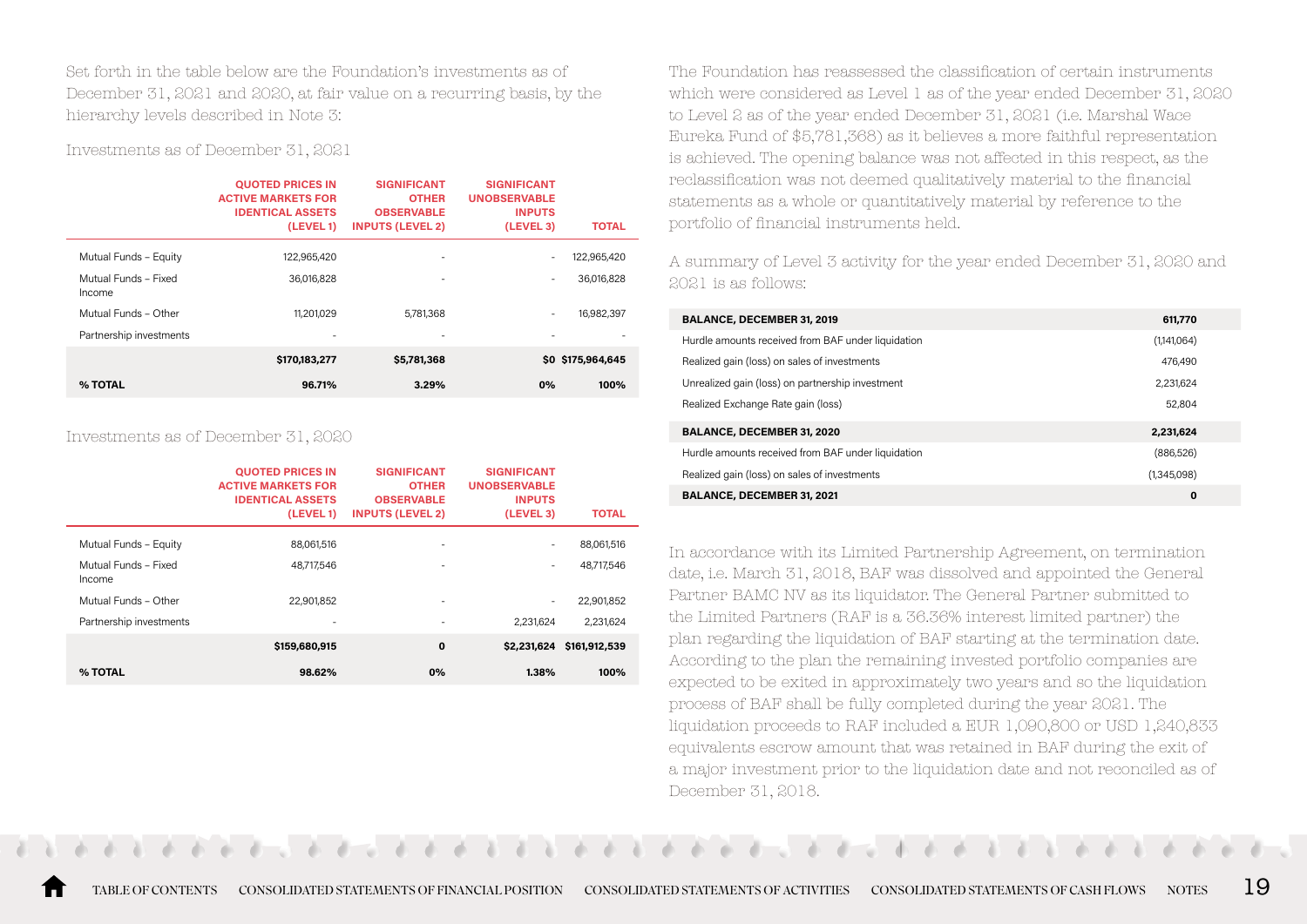Set forth in the table below are the Foundation's investments as of December 31, 2021 and 2020, at fair value on a recurring basis, by the hierarchy levels described in Note 3:

Investments as of December 31, 2021

| | QUOTED PRICES IN ACTIVE MARKETS FOR IDENTICAL ASSETS (LEVEL 1) | SIGNIFICANT OTHER OBSERVABLE INPUTS (LEVEL 2) | SIGNIFICANT UNOBSERVABLE INPUTS (LEVEL 3) | TOTAL |
|---|---|---|---|---|
| Mutual Funds – Equity | 122,965,420 | - | - | 122,965,420 |
| Mutual Funds – Fixed Income | 36,016,828 | - | - | 36,016,828 |
| Mutual Funds – Other | 11,201,029 | 5,781,368 | - | 16,982,397 |
| Partnership investments | - | - | - | - |
| | **$170,183,277** | **$5,781,368** | **$0** | **$175,964,645** |
| **% TOTAL** | **96.71%** | **3.29%** | **0%** | **100%** |

Investments as of December 31, 2020

| | QUOTED PRICES IN ACTIVE MARKETS FOR IDENTICAL ASSETS (LEVEL 1) | SIGNIFICANT OTHER OBSERVABLE INPUTS (LEVEL 2) | SIGNIFICANT UNOBSERVABLE INPUTS (LEVEL 3) | TOTAL |
|---|---|---|---|---|
| Mutual Funds – Equity | 88,061,516 | - | - | 88,061,516 |
| Mutual Funds – Fixed Income | 48,717,546 | - | - | 48,717,546 |
| Mutual Funds – Other | 22,901,852 | - | - | 22,901,852 |
| Partnership investments | - | - | 2,231,624 | 2,231,624 |
| | **$159,680,915** | **0** | **$2,231,624** | **$161,912,539** |
| **% TOTAL** | **98.62%** | **0%** | **1.38%** | **100%** |

The Foundation has reassessed the classification of certain instruments which were considered as Level 1 as of the year ended December 31, 2020 to Level 2 as of the year ended December 31, 2021 (i.e. Marshal Wace Eureka Fund of $5,781,368) as it believes a more faithful representation is achieved. The opening balance was not affected in this respect, as the reclassification was not deemed qualitatively material to the financial statements as a whole or quantitatively material by reference to the portfolio of financial instruments held.

A summary of Level 3 activity for the year ended December 31, 2020 and 2021 is as follows:

| | |
|---|---|
| **BALANCE, DECEMBER 31, 2019** | **611,770** |
| Hurdle amounts received from BAF under liquidation | (1,141,064) |
| Realized gain (loss) on sales of investments | 476,490 |
| Unrealized gain (loss) on partnership investment | 2,231,624 |
| Realized Exchange Rate gain (loss) | 52,804 |
| **BALANCE, DECEMBER 31, 2020** | **2,231,624** |
| Hurdle amounts received from BAF under liquidation | (886,526) |
| Realized gain (loss) on sales of investments | (1,345,098) |
| **BALANCE, DECEMBER 31, 2021** | **0** |

In accordance with its Limited Partnership Agreement, on termination date, i.e. March 31, 2018, BAF was dissolved and appointed the General Partner BAMC NV as its liquidator. The General Partner submitted to the Limited Partners (RAF is a 36.36% interest limited partner) the plan regarding the liquidation of BAF starting at the termination date. According to the plan the remaining invested portfolio companies are expected to be exited in approximately two years and so the liquidation process of BAF shall be fully completed during the year 2021. The liquidation proceeds to RAF included a EUR 1,090,800 or USD 1,240,833 equivalents escrow amount that was retained in BAF during the exit of a major investment prior to the liquidation date and not reconciled as of December 31, 2018.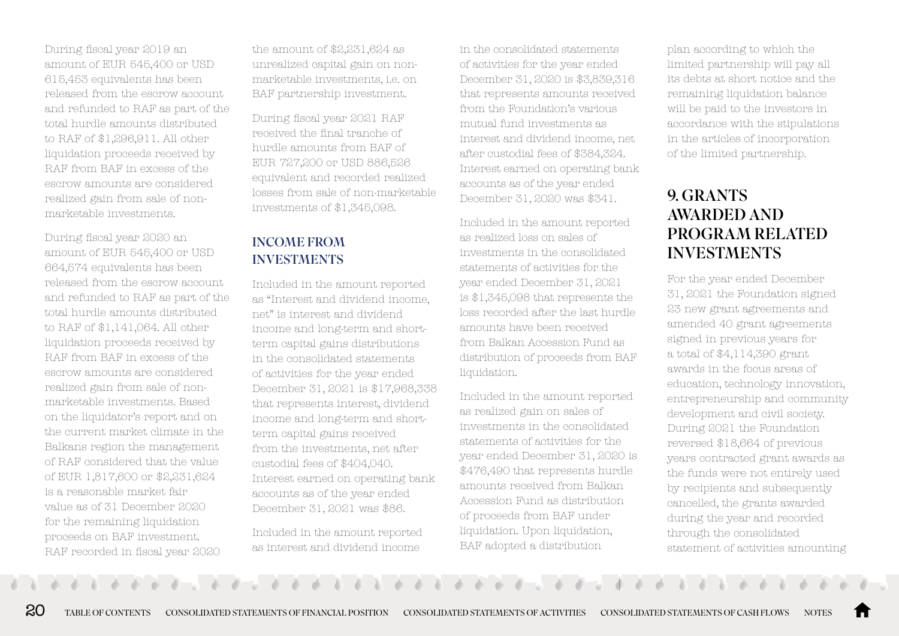During fiscal year 2019 an amount of EUR 545,400 or USD 615,453 equivalents has been released from the escrow account and refunded to RAF as part of the total hurdle amounts distributed to RAF of $1,296,911. All other liquidation proceeds received by RAF from BAF in excess of the escrow amounts are considered realized gain from sale of non-marketable investments.

During fiscal year 2020 an amount of EUR 545,400 or USD 664,574 equivalents has been released from the escrow account and refunded to RAF as part of the total hurdle amounts distributed to RAF of $1,141,064. All other liquidation proceeds received by RAF from BAF in excess of the escrow amounts are considered realized gain from sale of non-marketable investments. Based on the liquidator's report and on the current market climate in the Balkans region the management of RAF considered that the value of EUR 1,817,600 or $2,231,624 is a reasonable market fair value as of 31 December 2020 for the remaining liquidation proceeds on BAF investment. RAF recorded in fiscal year 2020 the amount of $2,231,624 as unrealized capital gain on non-marketable investments, i.e. on BAF partnership investment.

During fiscal year 2021 RAF received the final tranche of hurdle amounts from BAF of EUR 727,200 or USD 886,526 equivalent and recorded realized losses from sale of non-marketable investments of $1,345,098.

### INCOME FROM INVESTMENTS

Included in the amount reported as "Interest and dividend income, net" is interest and dividend income and long-term and short-term capital gains distributions in the consolidated statements of activities for the year ended December 31, 2021 is $17,968,338 that represents interest, dividend income and long-term and short-term capital gains received from the investments, net after custodial fees of $404,040. Interest earned on operating bank accounts as of the year ended December 31, 2021 was $86.

Included in the amount reported as interest and dividend income in the consolidated statements of activities for the year ended December 31, 2020 is $3,839,316 that represents amounts received from the Foundation's various mutual fund investments as interest and dividend income, net after custodial fees of $384,324. Interest earned on operating bank accounts as of the year ended December 31, 2020 was $341.

Included in the amount reported as realized loss on sales of investments in the consolidated statements of activities for the year ended December 31, 2021 is $1,345,098 that represents the loss recorded after the last hurdle amounts have been received from Balkan Accession Fund as distribution of proceeds from BAF liquidation.

Included in the amount reported as realized gain on sales of investments in the consolidated statements of activities for the year ended December 31, 2020 is $476,490 that represents hurdle amounts received from Balkan Accession Fund as distribution of proceeds from BAF under liquidation. Upon liquidation, BAF adopted a distribution plan according to which the limited partnership will pay all its debts at short notice and the remaining liquidation balance will be paid to the investors in accordance with the stipulations in the articles of incorporation of the limited partnership.

## 9. GRANTS AWARDED AND PROGRAM RELATED INVESTMENTS

For the year ended December 31, 2021 the Foundation signed 23 new grant agreements and amended 40 grant agreements signed in previous years for a total of $4,114,390 grant awards in the focus areas of education, technology innovation, entrepreneurship and community development and civil society. During 2021 the Foundation reversed $18,664 of previous years contracted grant awards as the funds were not entirely used by recipients and subsequently cancelled, the grants awarded during the year and recorded through the consolidated statement of activities amounting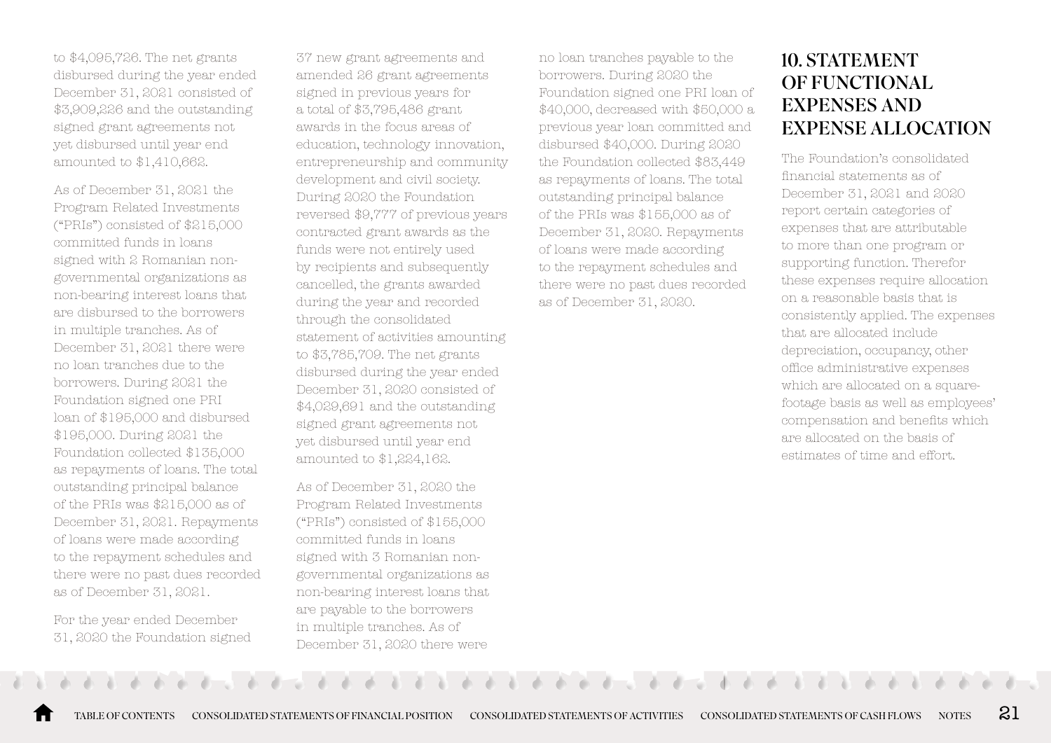to $4,095,726. The net grants disbursed during the year ended December 31, 2021 consisted of $3,909,226 and the outstanding signed grant agreements not yet disbursed until year end amounted to $1,410,662.

As of December 31, 2021 the Program Related Investments ("PRIs") consisted of $215,000 committed funds in loans signed with 2 Romanian non-governmental organizations as non-bearing interest loans that are disbursed to the borrowers in multiple tranches. As of December 31, 2021 there were no loan tranches due to the borrowers. During 2021 the Foundation signed one PRI loan of $195,000 and disbursed $195,000. During 2021 the Foundation collected $135,000 as repayments of loans. The total outstanding principal balance of the PRIs was $215,000 as of December 31, 2021. Repayments of loans were made according to the repayment schedules and there were no past dues recorded as of December 31, 2021.

For the year ended December 31, 2020 the Foundation signed 37 new grant agreements and amended 26 grant agreements signed in previous years for a total of $3,795,486 grant awards in the focus areas of education, technology innovation, entrepreneurship and community development and civil society. During 2020 the Foundation reversed $9,777 of previous years contracted grant awards as the funds were not entirely used by recipients and subsequently cancelled, the grants awarded during the year and recorded through the consolidated statement of activities amounting to $3,785,709. The net grants disbursed during the year ended December 31, 2020 consisted of $4,029,691 and the outstanding signed grant agreements not yet disbursed until year end amounted to $1,224,162.

As of December 31, 2020 the Program Related Investments ("PRIs") consisted of $155,000 committed funds in loans signed with 3 Romanian non-governmental organizations as non-bearing interest loans that are payable to the borrowers in multiple tranches. As of December 31, 2020 there were no loan tranches payable to the borrowers. During 2020 the Foundation signed one PRI loan of $40,000, decreased with $50,000 a previous year loan committed and disbursed $40,000. During 2020 the Foundation collected $83,449 as repayments of loans. The total outstanding principal balance of the PRIs was $155,000 as of December 31, 2020. Repayments of loans were made according to the repayment schedules and there were no past dues recorded as of December 31, 2020.

## 10. STATEMENT OF FUNCTIONAL EXPENSES AND EXPENSE ALLOCATION

The Foundation's consolidated financial statements as of December 31, 2021 and 2020 report certain categories of expenses that are attributable to more than one program or supporting function. Therefor these expenses require allocation on a reasonable basis that is consistently applied. The expenses that are allocated include depreciation, occupancy, other office administrative expenses which are allocated on a square-footage basis as well as employees' compensation and benefits which are allocated on the basis of estimates of time and effort.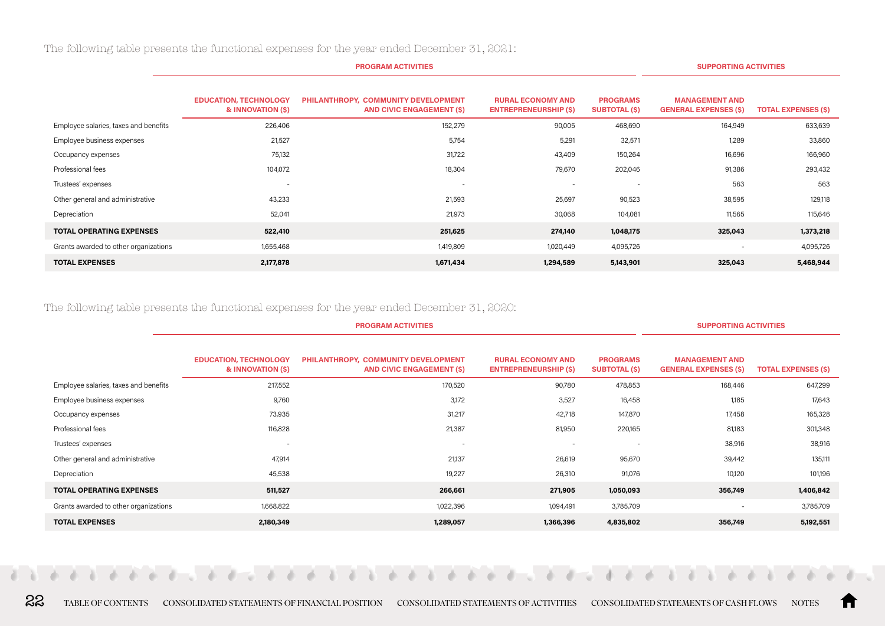The following table presents the functional expenses for the year ended December 31, 2021:

| | PROGRAM ACTIVITIES | | | | SUPPORTING ACTIVITIES | |
|---|---|---|---|---|---|---|
| | EDUCATION, TECHNOLOGY & INNOVATION ($) | PHILANTHROPY, COMMUNITY DEVELOPMENT AND CIVIC ENGAGEMENT ($) | RURAL ECONOMY AND ENTREPRENEURSHIP ($) | PROGRAMS SUBTOTAL ($) | MANAGEMENT AND GENERAL EXPENSES ($) | TOTAL EXPENSES ($) |
| Employee salaries, taxes and benefits | 226,406 | 152,279 | 90,005 | 468,690 | 164,949 | 633,639 |
| Employee business expenses | 21,527 | 5,754 | 5,291 | 32,571 | 1,289 | 33,860 |
| Occupancy expenses | 75,132 | 31,722 | 43,409 | 150,264 | 16,696 | 166,960 |
| Professional fees | 104,072 | 18,304 | 79,670 | 202,046 | 91,386 | 293,432 |
| Trustees' expenses | - | - | - | - | 563 | 563 |
| Other general and administrative | 43,233 | 21,593 | 25,697 | 90,523 | 38,595 | 129,118 |
| Depreciation | 52,041 | 21,973 | 30,068 | 104,081 | 11,565 | 115,646 |
| **TOTAL OPERATING EXPENSES** | **522,410** | **251,625** | **274,140** | **1,048,175** | **325,043** | **1,373,218** |
| Grants awarded to other organizations | 1,655,468 | 1,419,809 | 1,020,449 | 4,095,726 | - | 4,095,726 |
| **TOTAL EXPENSES** | **2,177,878** | **1,671,434** | **1,294,589** | **5,143,901** | **325,043** | **5,468,944** |

The following table presents the functional expenses for the year ended December 31, 2020:

| | PROGRAM ACTIVITIES | | | | SUPPORTING ACTIVITIES | |
|---|---|---|---|---|---|---|
| | EDUCATION, TECHNOLOGY & INNOVATION ($) | PHILANTHROPY, COMMUNITY DEVELOPMENT AND CIVIC ENGAGEMENT ($) | RURAL ECONOMY AND ENTREPRENEURSHIP ($) | PROGRAMS SUBTOTAL ($) | MANAGEMENT AND GENERAL EXPENSES ($) | TOTAL EXPENSES ($) |
| Employee salaries, taxes and benefits | 217,552 | 170,520 | 90,780 | 478,853 | 168,446 | 647,299 |
| Employee business expenses | 9,760 | 3,172 | 3,527 | 16,458 | 1,185 | 17,643 |
| Occupancy expenses | 73,935 | 31,217 | 42,718 | 147,870 | 17,458 | 165,328 |
| Professional fees | 116,828 | 21,387 | 81,950 | 220,165 | 81,183 | 301,348 |
| Trustees' expenses | - | - | - | - | 38,916 | 38,916 |
| Other general and administrative | 47,914 | 21,137 | 26,619 | 95,670 | 39,442 | 135,111 |
| Depreciation | 45,538 | 19,227 | 26,310 | 91,076 | 10,120 | 101,196 |
| **TOTAL OPERATING EXPENSES** | **511,527** | **266,661** | **271,905** | **1,050,093** | **356,749** | **1,406,842** |
| Grants awarded to other organizations | 1,668,822 | 1,022,396 | 1,094,491 | 3,785,709 | - | 3,785,709 |
| **TOTAL EXPENSES** | **2,180,349** | **1,289,057** | **1,366,396** | **4,835,802** | **356,749** | **5,192,551** |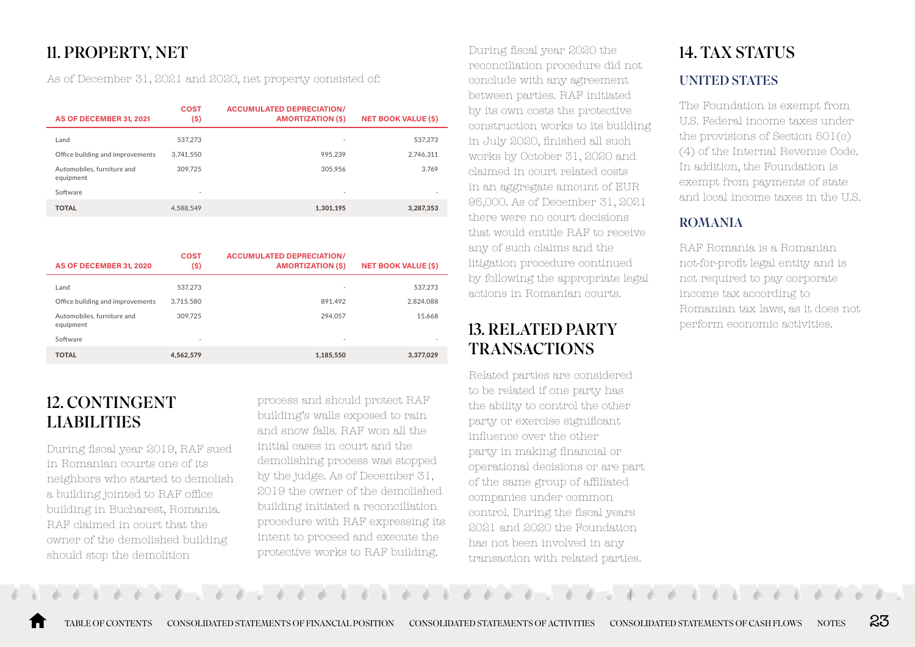## 11. PROPERTY, NET

As of December 31, 2021 and 2020, net property consisted of:

| AS OF DECEMBER 31, 2021 | COST ($) | ACCUMULATED DEPRECIATION/ AMORTIZATION ($) | NET BOOK VALUE ($) |
|---|---|---|---|
| Land | 537,273 | - | 537,273 |
| Office building and improvements | 3,741,550 | 995,239 | 2,746,311 |
| Automobiles, furniture and equipment | 309,725 | 305,956 | 3,769 |
| Software | - | - | - |
| **TOTAL** | 4,588,549 | **1,301,195** | **3,287,353** |

| AS OF DECEMBER 31, 2020 | COST ($) | ACCUMULATED DEPRECIATION/ AMORTIZATION ($) | NET BOOK VALUE ($) |
|---|---|---|---|
| Land | 537,273 | - | 537,273 |
| Office building and improvements | 3,715,580 | 891,492 | 2,824,088 |
| Automobiles, furniture and equipment | 309,725 | 294,057 | 15,668 |
| Software | - | - | - |
| **TOTAL** | **4,562,579** | **1,185,550** | **3,377,029** |

## 12. CONTINGENT LIABILITIES

During fiscal year 2019, RAF sued in Romanian courts one of its neighbors who started to demolish a building jointed to RAF office building in Bucharest, Romania. RAF claimed in court that the owner of the demolished building should stop the demolition process and should protect RAF building's walls exposed to rain and snow falls. RAF won all the initial cases in court and the demolishing process was stopped by the judge. As of December 31, 2019 the owner of the demolished building initiated a reconciliation procedure with RAF expressing its intent to proceed and execute the protective works to RAF building.

During fiscal year 2020 the reconciliation procedure did not conclude with any agreement between parties. RAF initiated by its own costs the protective construction works to its building in July 2020, finished all such works by October 31, 2020 and claimed in court related costs in an aggregate amount of EUR 95,000. As of December 31, 2021 there were no court decisions that would entitle RAF to receive any of such claims and the litigation procedure continued by following the appropriate legal actions in Romanian courts.

## 13. RELATED PARTY TRANSACTIONS

Related parties are considered to be related if one party has the ability to control the other party or exercise significant influence over the other party in making financial or operational decisions or are part of the same group of affiliated companies under common control. During the fiscal years 2021 and 2020 the Foundation has not been involved in any transaction with related parties.

## 14. TAX STATUS

### UNITED STATES

The Foundation is exempt from U.S. Federal income taxes under the provisions of Section 501(c)(4) of the Internal Revenue Code. In addition, the Foundation is exempt from payments of state and local income taxes in the U.S.

### ROMANIA

RAF Romania is a Romanian not-for-profit legal entity and is not required to pay corporate income tax according to Romanian tax laws, as it does not perform economic activities.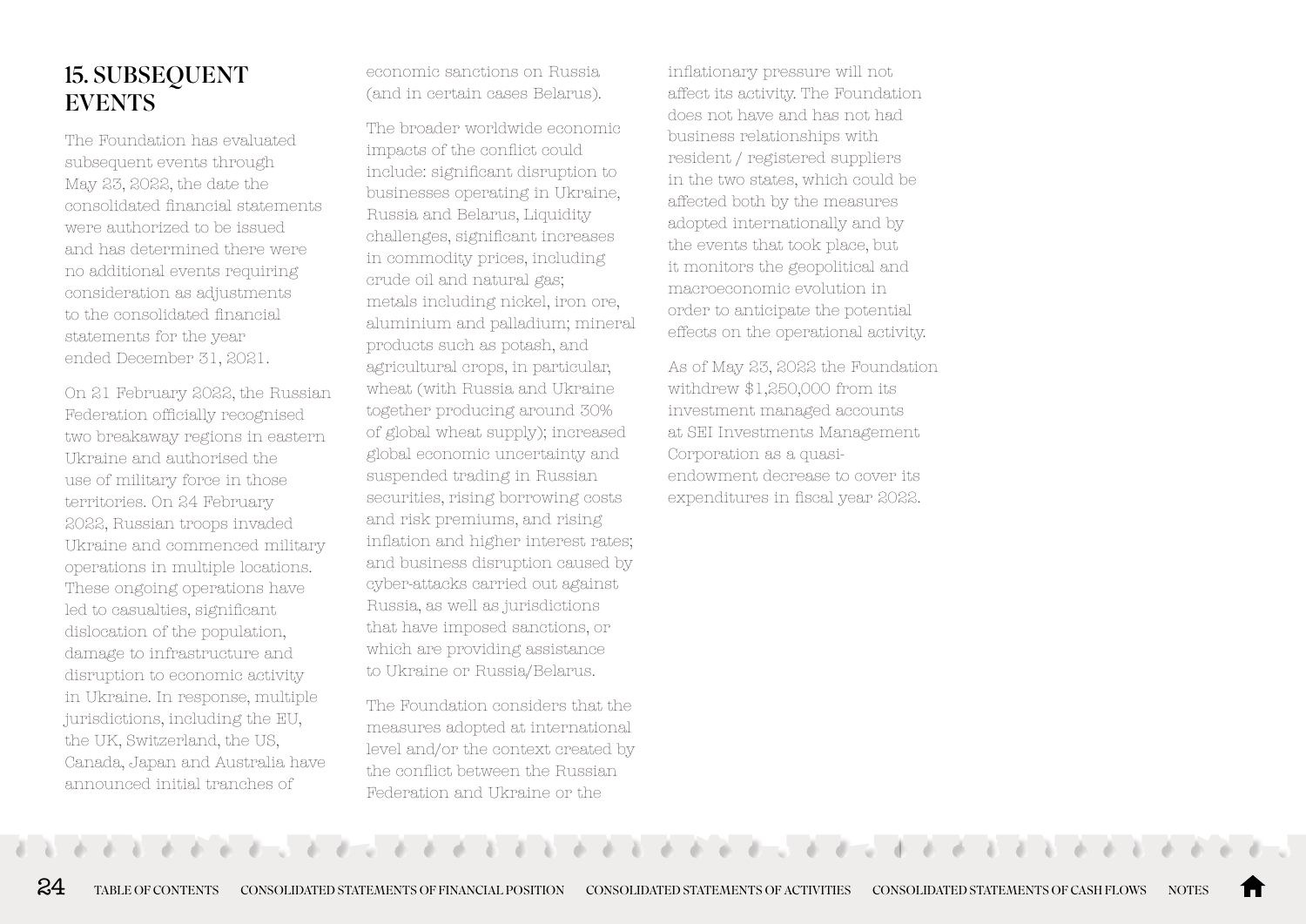## 15. SUBSEQUENT EVENTS

The Foundation has evaluated subsequent events through May 23, 2022, the date the consolidated financial statements were authorized to be issued and has determined there were no additional events requiring consideration as adjustments to the consolidated financial statements for the year ended December 31, 2021.

On 21 February 2022, the Russian Federation officially recognised two breakaway regions in eastern Ukraine and authorised the use of military force in those territories. On 24 February 2022, Russian troops invaded Ukraine and commenced military operations in multiple locations. These ongoing operations have led to casualties, significant dislocation of the population, damage to infrastructure and disruption to economic activity in Ukraine. In response, multiple jurisdictions, including the EU, the UK, Switzerland, the US, Canada, Japan and Australia have announced initial tranches of economic sanctions on Russia (and in certain cases Belarus).

The broader worldwide economic impacts of the conflict could include: significant disruption to businesses operating in Ukraine, Russia and Belarus, Liquidity challenges, significant increases in commodity prices, including crude oil and natural gas; metals including nickel, iron ore, aluminium and palladium; mineral products such as potash, and agricultural crops, in particular, wheat (with Russia and Ukraine together producing around 30% of global wheat supply); increased global economic uncertainty and suspended trading in Russian securities, rising borrowing costs and risk premiums, and rising inflation and higher interest rates; and business disruption caused by cyber-attacks carried out against Russia, as well as jurisdictions that have imposed sanctions, or which are providing assistance to Ukraine or Russia/Belarus.

The Foundation considers that the measures adopted at international level and/or the context created by the conflict between the Russian Federation and Ukraine or the inflationary pressure will not affect its activity. The Foundation does not have and has not had business relationships with resident / registered suppliers in the two states, which could be affected both by the measures adopted internationally and by the events that took place, but it monitors the geopolitical and macroeconomic evolution in order to anticipate the potential effects on the operational activity.

As of May 23, 2022 the Foundation withdrew $1,250,000 from its investment managed accounts at SEI Investments Management Corporation as a quasi-endowment decrease to cover its expenditures in fiscal year 2022.